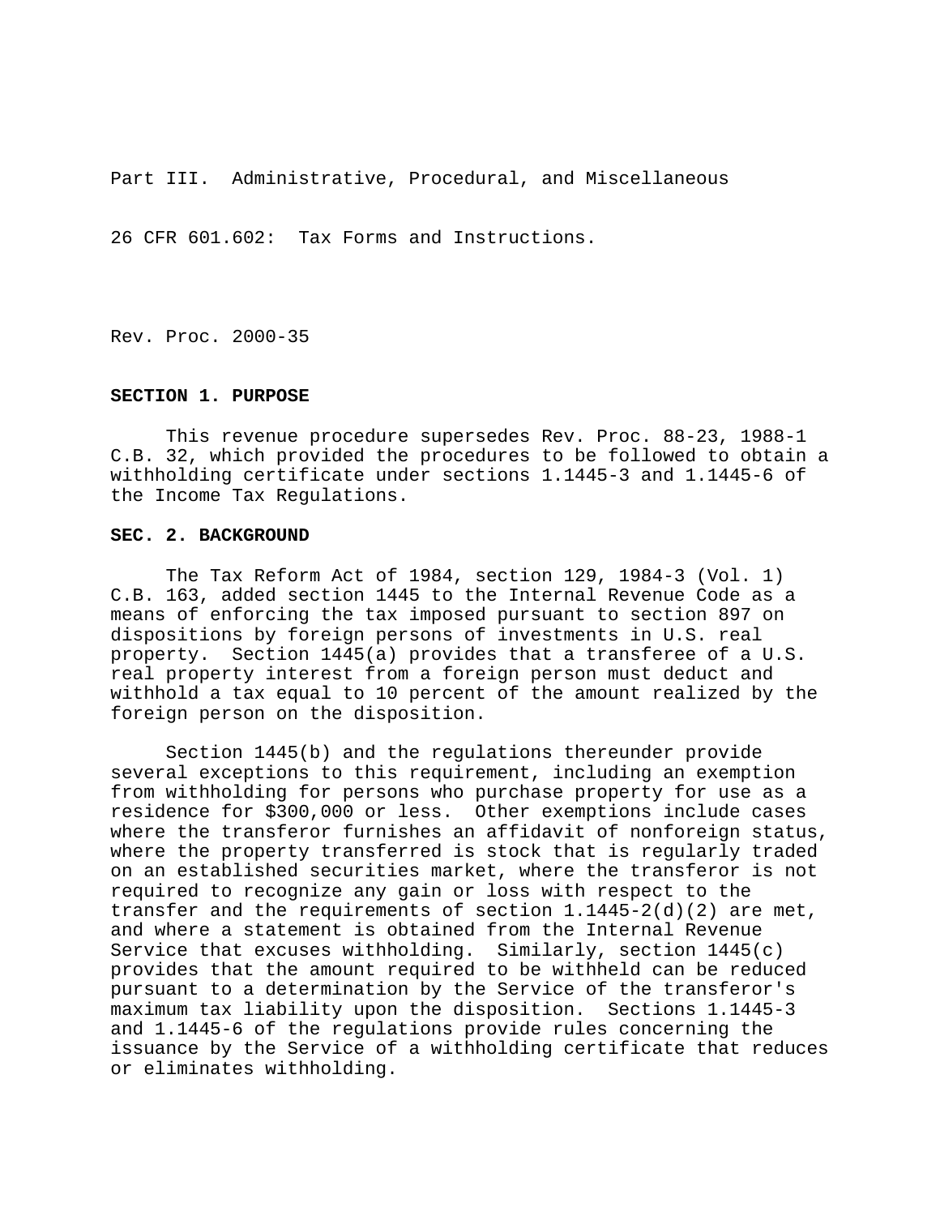Part III. Administrative, Procedural, and Miscellaneous

26 CFR 601.602: Tax Forms and Instructions.

Rev. Proc. 2000-35

**SECTION 1. PURPOSE**

This revenue procedure supersedes Rev. Proc. 88-23, 1988-1 C.B. 32, which provided the procedures to be followed to obtain a withholding certificate under sections 1.1445-3 and 1.1445-6 of the Income Tax Regulations.

**SEC. 2. BACKGROUND**

The Tax Reform Act of 1984, section 129, 1984-3 (Vol. 1) C.B. 163, added section 1445 to the Internal Revenue Code as a means of enforcing the tax imposed pursuant to section 897 on dispositions by foreign persons of investments in U.S. real property. Section 1445(a) provides that a transferee of a U.S. real property interest from a foreign person must deduct and withhold a tax equal to 10 percent of the amount realized by the foreign person on the disposition.

Section 1445(b) and the regulations thereunder provide several exceptions to this requirement, including an exemption from withholding for persons who purchase property for use as a residence for $300,000 or less. Other exemptions include cases where the transferor furnishes an affidavit of nonforeign status, where the property transferred is stock that is regularly traded on an established securities market, where the transferor is not required to recognize any gain or loss with respect to the transfer and the requirements of section 1.1445-2(d)(2) are met, and where a statement is obtained from the Internal Revenue Service that excuses withholding. Similarly, section 1445(c) provides that the amount required to be withheld can be reduced pursuant to a determination by the Service of the transferor's maximum tax liability upon the disposition. Sections 1.1445-3 and 1.1445-6 of the regulations provide rules concerning the issuance by the Service of a withholding certificate that reduces or eliminates withholding.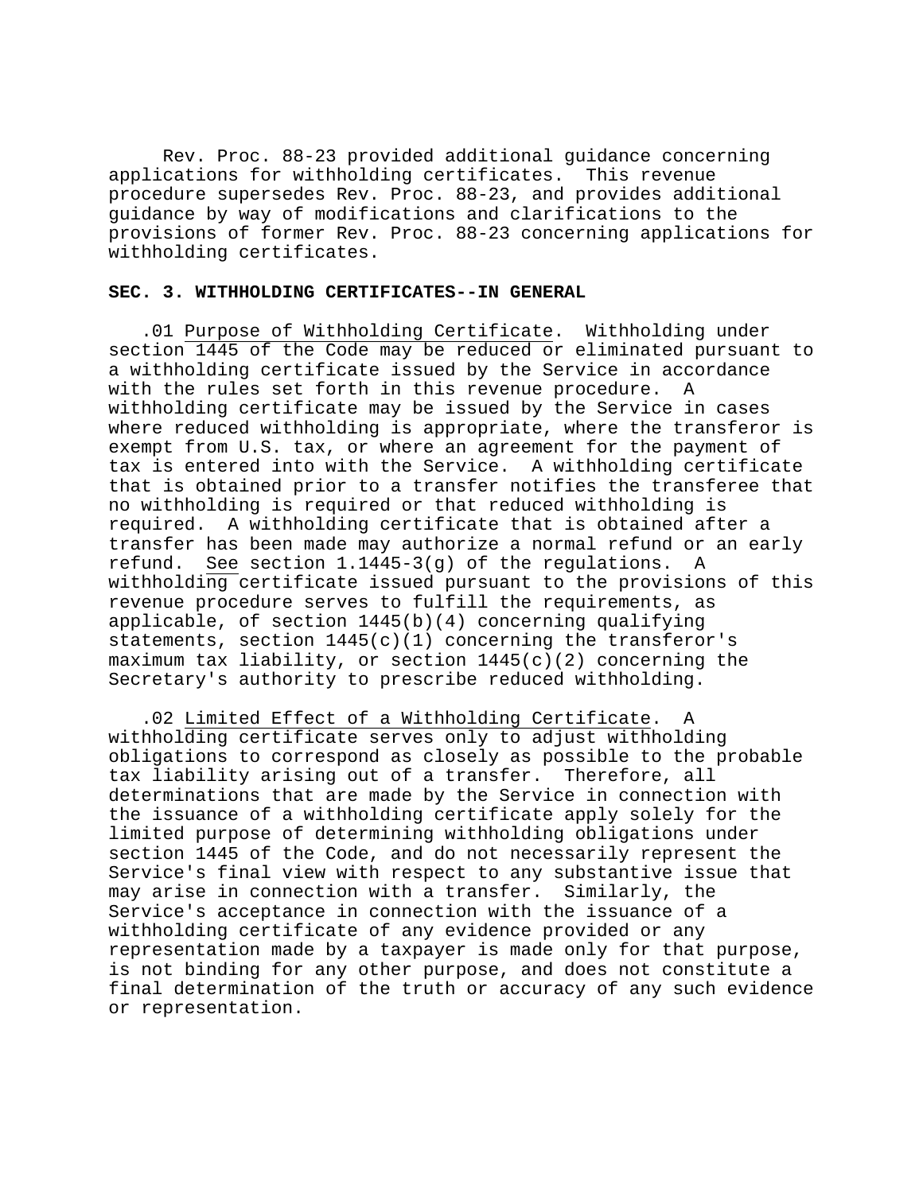Rev. Proc. 88-23 provided additional guidance concerning applications for withholding certificates. This revenue procedure supersedes Rev. Proc. 88-23, and provides additional guidance by way of modifications and clarifications to the provisions of former Rev. Proc. 88-23 concerning applications for withholding certificates.

## SEC. 3. WITHHOLDING CERTIFICATES--IN GENERAL

.01 Purpose of Withholding Certificate. Withholding under section 1445 of the Code may be reduced or eliminated pursuant to a withholding certificate issued by the Service in accordance with the rules set forth in this revenue procedure. A withholding certificate may be issued by the Service in cases where reduced withholding is appropriate, where the transferor is exempt from U.S. tax, or where an agreement for the payment of tax is entered into with the Service. A withholding certificate that is obtained prior to a transfer notifies the transferee that no withholding is required or that reduced withholding is required. A withholding certificate that is obtained after a transfer has been made may authorize a normal refund or an early refund. See section 1.1445-3(g) of the regulations. A withholding certificate issued pursuant to the provisions of this revenue procedure serves to fulfill the requirements, as applicable, of section 1445(b)(4) concerning qualifying statements, section 1445(c)(1) concerning the transferor's maximum tax liability, or section 1445(c)(2) concerning the Secretary's authority to prescribe reduced withholding.

.02 Limited Effect of a Withholding Certificate. A withholding certificate serves only to adjust withholding obligations to correspond as closely as possible to the probable tax liability arising out of a transfer. Therefore, all determinations that are made by the Service in connection with the issuance of a withholding certificate apply solely for the limited purpose of determining withholding obligations under section 1445 of the Code, and do not necessarily represent the Service's final view with respect to any substantive issue that may arise in connection with a transfer. Similarly, the Service's acceptance in connection with the issuance of a withholding certificate of any evidence provided or any representation made by a taxpayer is made only for that purpose, is not binding for any other purpose, and does not constitute a final determination of the truth or accuracy of any such evidence or representation.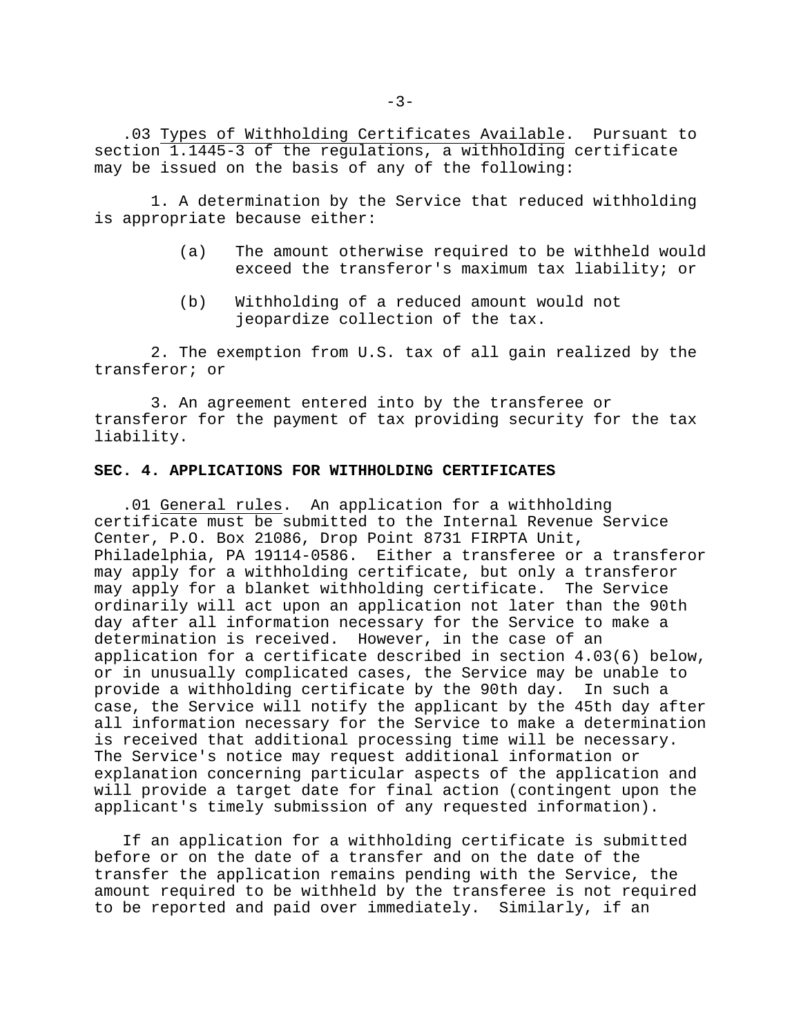.03 Types of Withholding Certificates Available. Pursuant to section 1.1445-3 of the regulations, a withholding certificate may be issued on the basis of any of the following:

1. A determination by the Service that reduced withholding is appropriate because either:

   (a) The amount otherwise required to be withheld would exceed the transferor's maximum tax liability; or

   (b) Withholding of a reduced amount would not jeopardize collection of the tax.

2. The exemption from U.S. tax of all gain realized by the transferor; or

3. An agreement entered into by the transferee or transferor for the payment of tax providing security for the tax liability.

**SEC. 4. APPLICATIONS FOR WITHHOLDING CERTIFICATES**

.01 General rules. An application for a withholding certificate must be submitted to the Internal Revenue Service Center, P.O. Box 21086, Drop Point 8731 FIRPTA Unit, Philadelphia, PA 19114-0586. Either a transferee or a transferor may apply for a withholding certificate, but only a transferor may apply for a blanket withholding certificate. The Service ordinarily will act upon an application not later than the 90th day after all information necessary for the Service to make a determination is received. However, in the case of an application for a certificate described in section 4.03(6) below, or in unusually complicated cases, the Service may be unable to provide a withholding certificate by the 90th day. In such a case, the Service will notify the applicant by the 45th day after all information necessary for the Service to make a determination is received that additional processing time will be necessary. The Service's notice may request additional information or explanation concerning particular aspects of the application and will provide a target date for final action (contingent upon the applicant's timely submission of any requested information).

If an application for a withholding certificate is submitted before or on the date of a transfer and on the date of the transfer the application remains pending with the Service, the amount required to be withheld by the transferee is not required to be reported and paid over immediately. Similarly, if an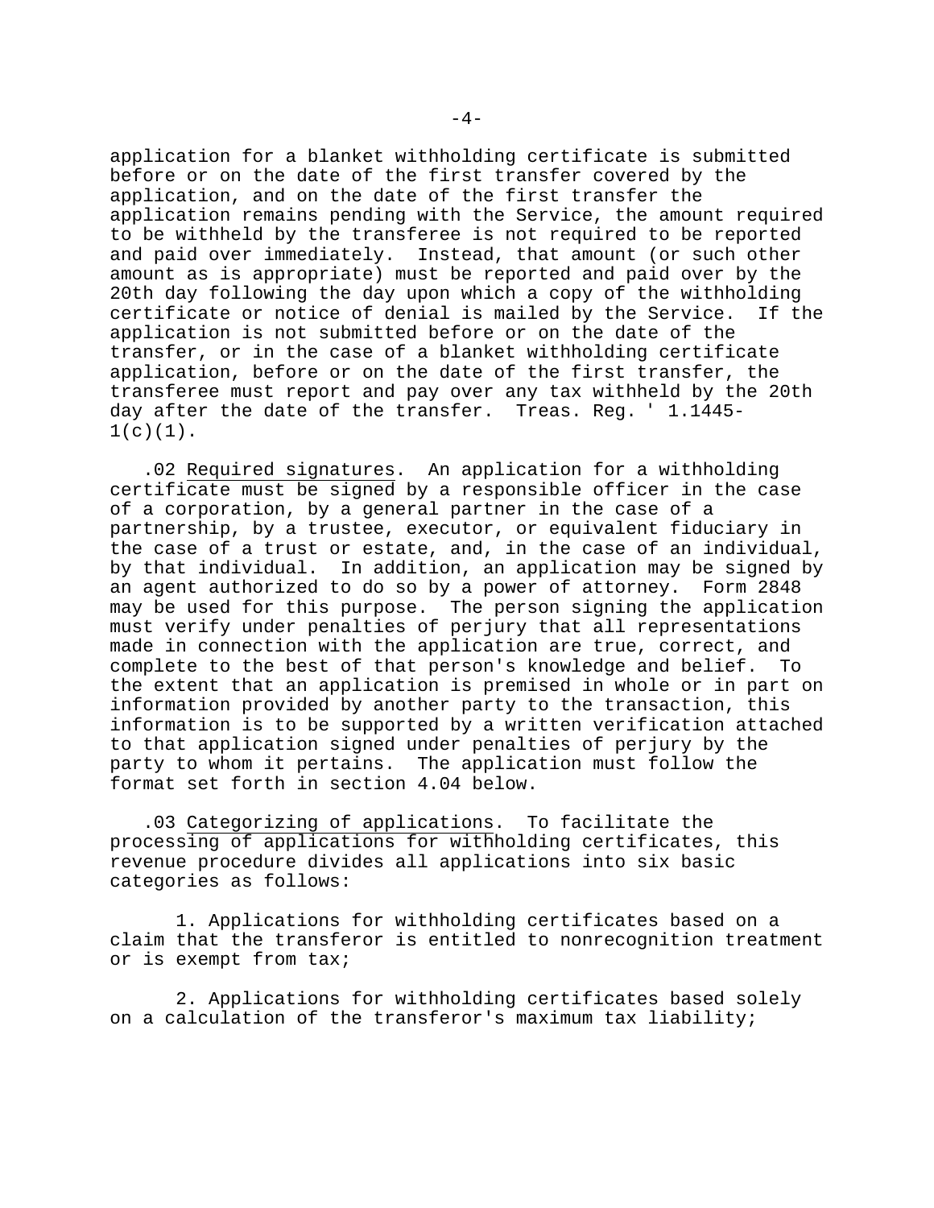application for a blanket withholding certificate is submitted before or on the date of the first transfer covered by the application, and on the date of the first transfer the application remains pending with the Service, the amount required to be withheld by the transferee is not required to be reported and paid over immediately. Instead, that amount (or such other amount as is appropriate) must be reported and paid over by the 20th day following the day upon which a copy of the withholding certificate or notice of denial is mailed by the Service. If the application is not submitted before or on the date of the transfer, or in the case of a blanket withholding certificate application, before or on the date of the first transfer, the transferee must report and pay over any tax withheld by the 20th day after the date of the transfer. Treas. Reg. ' 1.1445-1(c)(1).

.02 Required signatures. An application for a withholding certificate must be signed by a responsible officer in the case of a corporation, by a general partner in the case of a partnership, by a trustee, executor, or equivalent fiduciary in the case of a trust or estate, and, in the case of an individual, by that individual. In addition, an application may be signed by an agent authorized to do so by a power of attorney. Form 2848 may be used for this purpose. The person signing the application must verify under penalties of perjury that all representations made in connection with the application are true, correct, and complete to the best of that person's knowledge and belief. To the extent that an application is premised in whole or in part on information provided by another party to the transaction, this information is to be supported by a written verification attached to that application signed under penalties of perjury by the party to whom it pertains. The application must follow the format set forth in section 4.04 below.

.03 Categorizing of applications. To facilitate the processing of applications for withholding certificates, this revenue procedure divides all applications into six basic categories as follows:

1. Applications for withholding certificates based on a claim that the transferor is entitled to nonrecognition treatment or is exempt from tax;

2. Applications for withholding certificates based solely on a calculation of the transferor's maximum tax liability;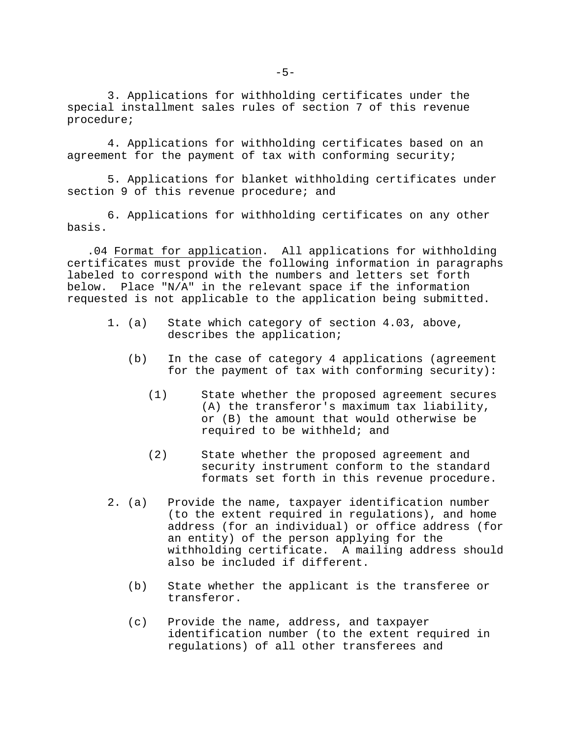3. Applications for withholding certificates under the special installment sales rules of section 7 of this revenue procedure;

4. Applications for withholding certificates based on an agreement for the payment of tax with conforming security;

5. Applications for blanket withholding certificates under section 9 of this revenue procedure; and

6. Applications for withholding certificates on any other basis.

.04 Format for application. All applications for withholding certificates must provide the following information in paragraphs labeled to correspond with the numbers and letters set forth below. Place "N/A" in the relevant space if the information requested is not applicable to the application being submitted.

1. (a) State which category of section 4.03, above, describes the application;

   (b) In the case of category 4 applications (agreement for the payment of tax with conforming security):

      (1) State whether the proposed agreement secures (A) the transferor's maximum tax liability, or (B) the amount that would otherwise be required to be withheld; and

      (2) State whether the proposed agreement and security instrument conform to the standard formats set forth in this revenue procedure.

2. (a) Provide the name, taxpayer identification number (to the extent required in regulations), and home address (for an individual) or office address (for an entity) of the person applying for the withholding certificate. A mailing address should also be included if different.

   (b) State whether the applicant is the transferee or transferor.

   (c) Provide the name, address, and taxpayer identification number (to the extent required in regulations) of all other transferees and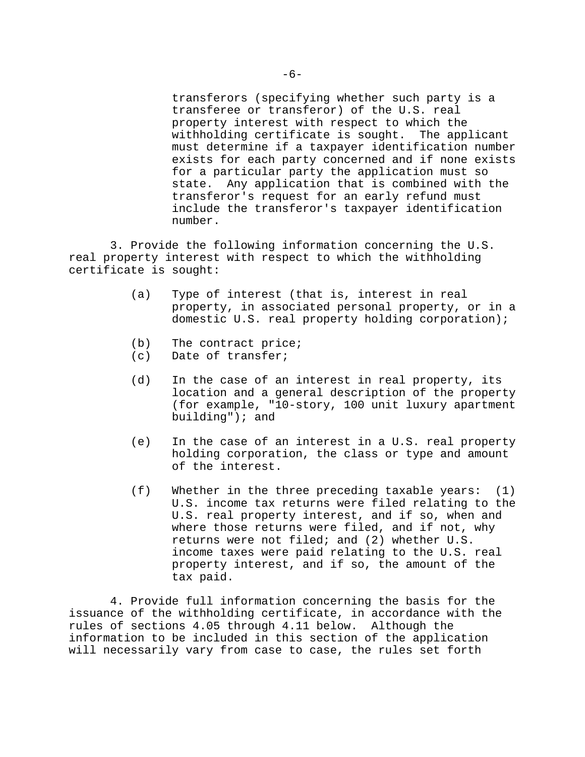transferors (specifying whether such party is a transferee or transferor) of the U.S. real property interest with respect to which the withholding certificate is sought. The applicant must determine if a taxpayer identification number exists for each party concerned and if none exists for a particular party the application must so state. Any application that is combined with the transferor's request for an early refund must include the transferor's taxpayer identification number.

3. Provide the following information concerning the U.S. real property interest with respect to which the withholding certificate is sought:

(a) Type of interest (that is, interest in real property, in associated personal property, or in a domestic U.S. real property holding corporation);

(b) The contract price;

(c) Date of transfer;

(d) In the case of an interest in real property, its location and a general description of the property (for example, "10-story, 100 unit luxury apartment building"); and

(e) In the case of an interest in a U.S. real property holding corporation, the class or type and amount of the interest.

(f) Whether in the three preceding taxable years: (1) U.S. income tax returns were filed relating to the U.S. real property interest, and if so, when and where those returns were filed, and if not, why returns were not filed; and (2) whether U.S. income taxes were paid relating to the U.S. real property interest, and if so, the amount of the tax paid.

4. Provide full information concerning the basis for the issuance of the withholding certificate, in accordance with the rules of sections 4.05 through 4.11 below. Although the information to be included in this section of the application will necessarily vary from case to case, the rules set forth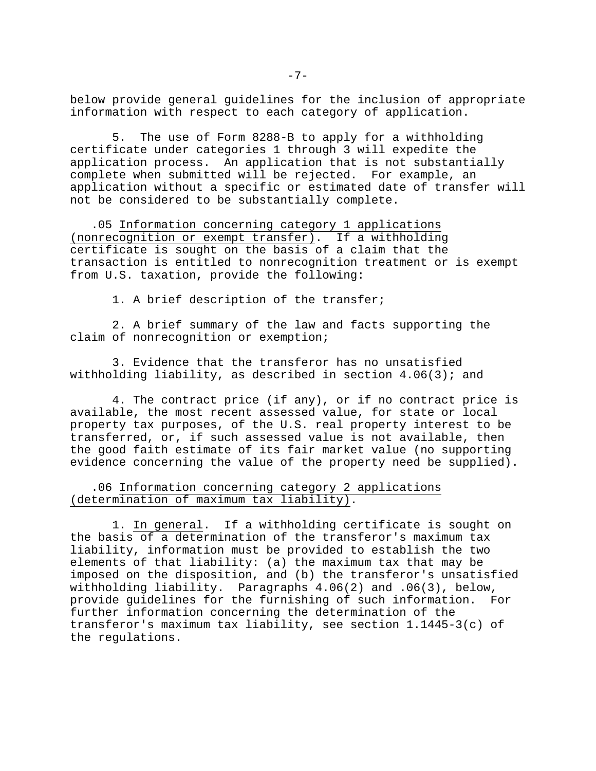below provide general guidelines for the inclusion of appropriate information with respect to each category of application.

5. The use of Form 8288-B to apply for a withholding certificate under categories 1 through 3 will expedite the application process. An application that is not substantially complete when submitted will be rejected. For example, an application without a specific or estimated date of transfer will not be considered to be substantially complete.

.05 Information concerning category 1 applications (nonrecognition or exempt transfer). If a withholding certificate is sought on the basis of a claim that the transaction is entitled to nonrecognition treatment or is exempt from U.S. taxation, provide the following:

1. A brief description of the transfer;

2. A brief summary of the law and facts supporting the claim of nonrecognition or exemption;

3. Evidence that the transferor has no unsatisfied withholding liability, as described in section 4.06(3); and

4. The contract price (if any), or if no contract price is available, the most recent assessed value, for state or local property tax purposes, of the U.S. real property interest to be transferred, or, if such assessed value is not available, then the good faith estimate of its fair market value (no supporting evidence concerning the value of the property need be supplied).

.06 Information concerning category 2 applications (determination of maximum tax liability).

1. In general. If a withholding certificate is sought on the basis of a determination of the transferor's maximum tax liability, information must be provided to establish the two elements of that liability: (a) the maximum tax that may be imposed on the disposition, and (b) the transferor's unsatisfied withholding liability. Paragraphs 4.06(2) and .06(3), below, provide guidelines for the furnishing of such information. For further information concerning the determination of the transferor's maximum tax liability, see section 1.1445-3(c) of the regulations.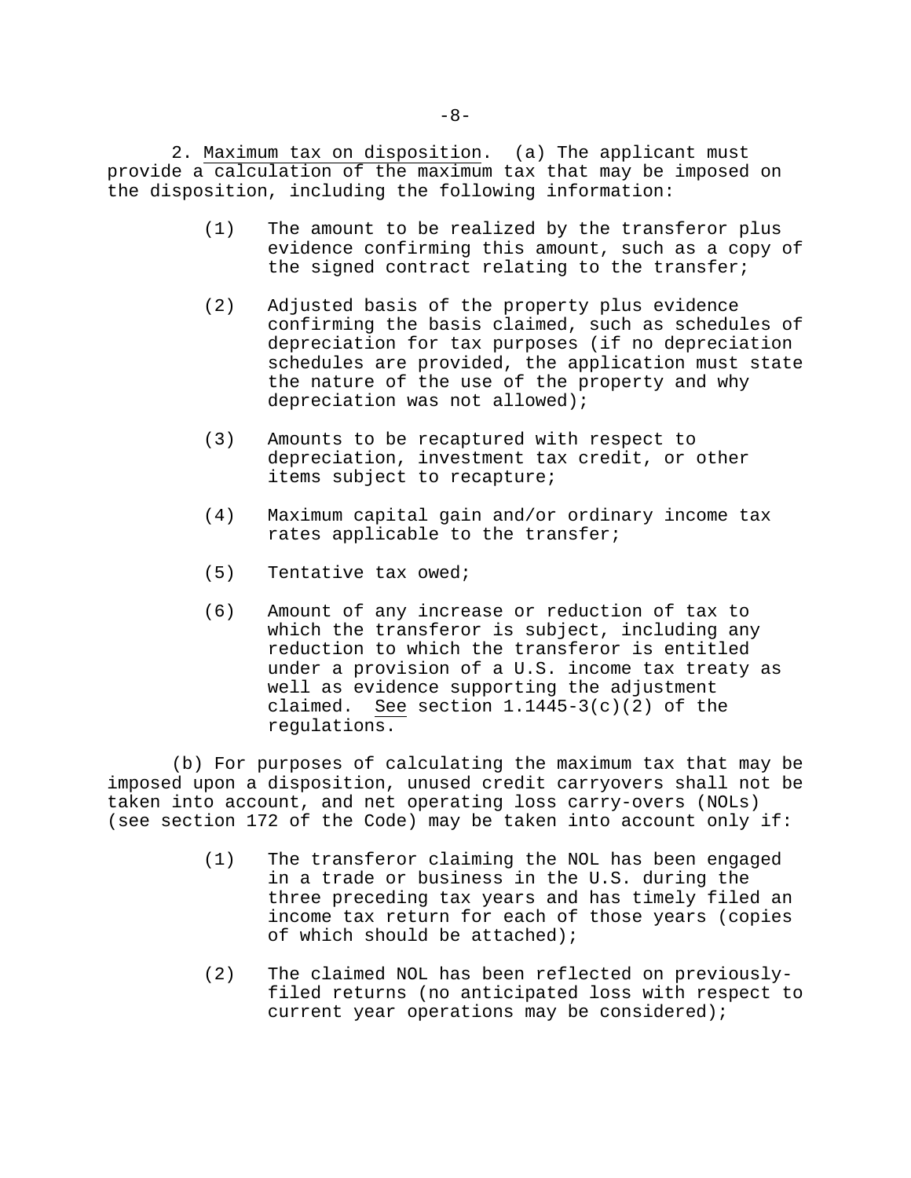2. Maximum tax on disposition. (a) The applicant must provide a calculation of the maximum tax that may be imposed on the disposition, including the following information:

(1) The amount to be realized by the transferor plus evidence confirming this amount, such as a copy of the signed contract relating to the transfer;

(2) Adjusted basis of the property plus evidence confirming the basis claimed, such as schedules of depreciation for tax purposes (if no depreciation schedules are provided, the application must state the nature of the use of the property and why depreciation was not allowed);

(3) Amounts to be recaptured with respect to depreciation, investment tax credit, or other items subject to recapture;

(4) Maximum capital gain and/or ordinary income tax rates applicable to the transfer;

(5) Tentative tax owed;

(6) Amount of any increase or reduction of tax to which the transferor is subject, including any reduction to which the transferor is entitled under a provision of a U.S. income tax treaty as well as evidence supporting the adjustment claimed. *See* section 1.1445-3(c)(2) of the regulations.

(b) For purposes of calculating the maximum tax that may be imposed upon a disposition, unused credit carryovers shall not be taken into account, and net operating loss carry-overs (NOLs) (see section 172 of the Code) may be taken into account only if:

(1) The transferor claiming the NOL has been engaged in a trade or business in the U.S. during the three preceding tax years and has timely filed an income tax return for each of those years (copies of which should be attached);

(2) The claimed NOL has been reflected on previously-filed returns (no anticipated loss with respect to current year operations may be considered);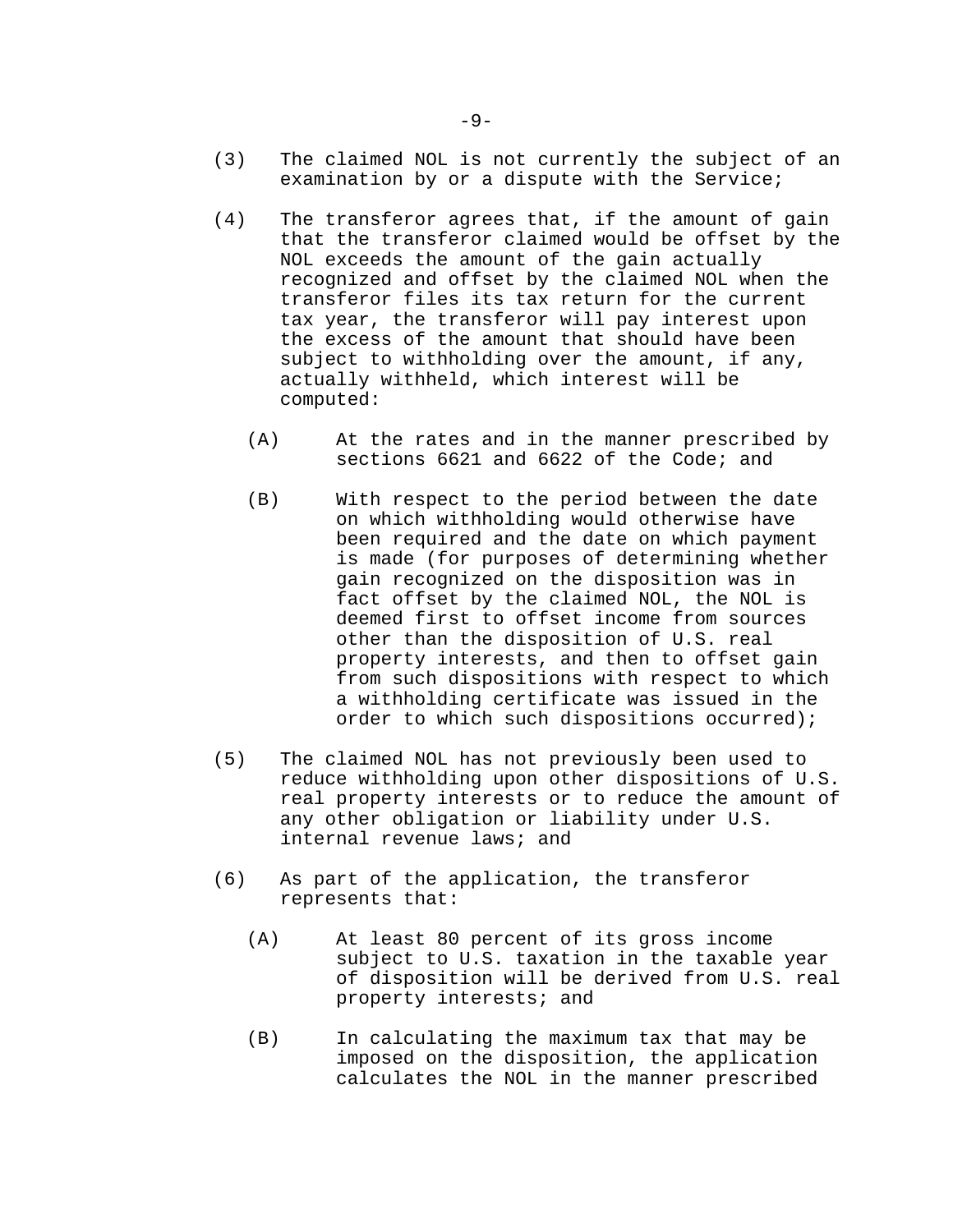(3) The claimed NOL is not currently the subject of an examination by or a dispute with the Service;

(4) The transferor agrees that, if the amount of gain that the transferor claimed would be offset by the NOL exceeds the amount of the gain actually recognized and offset by the claimed NOL when the transferor files its tax return for the current tax year, the transferor will pay interest upon the excess of the amount that should have been subject to withholding over the amount, if any, actually withheld, which interest will be computed:

  (A) At the rates and in the manner prescribed by sections 6621 and 6622 of the Code; and

  (B) With respect to the period between the date on which withholding would otherwise have been required and the date on which payment is made (for purposes of determining whether gain recognized on the disposition was in fact offset by the claimed NOL, the NOL is deemed first to offset income from sources other than the disposition of U.S. real property interests, and then to offset gain from such dispositions with respect to which a withholding certificate was issued in the order to which such dispositions occurred);

(5) The claimed NOL has not previously been used to reduce withholding upon other dispositions of U.S. real property interests or to reduce the amount of any other obligation or liability under U.S. internal revenue laws; and

(6) As part of the application, the transferor represents that:

  (A) At least 80 percent of its gross income subject to U.S. taxation in the taxable year of disposition will be derived from U.S. real property interests; and

  (B) In calculating the maximum tax that may be imposed on the disposition, the application calculates the NOL in the manner prescribed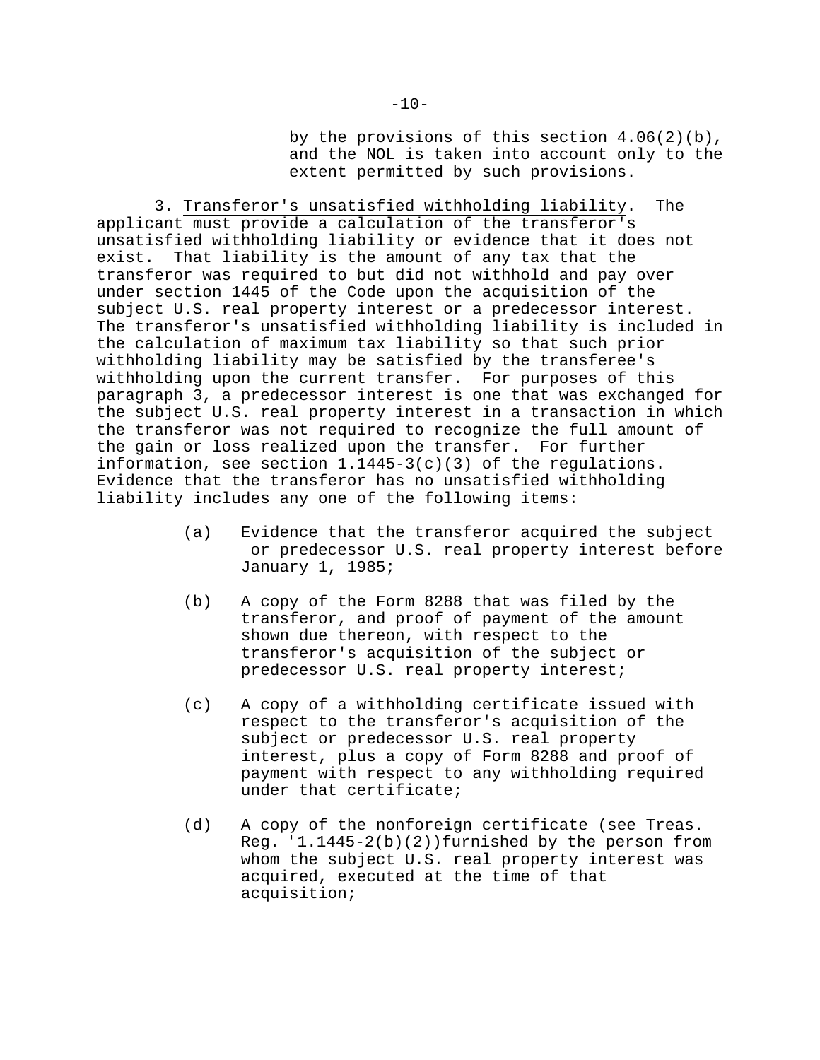by the provisions of this section 4.06(2)(b), and the NOL is taken into account only to the extent permitted by such provisions.

3. Transferor's unsatisfied withholding liability. The applicant must provide a calculation of the transferor's unsatisfied withholding liability or evidence that it does not exist. That liability is the amount of any tax that the transferor was required to but did not withhold and pay over under section 1445 of the Code upon the acquisition of the subject U.S. real property interest or a predecessor interest. The transferor's unsatisfied withholding liability is included in the calculation of maximum tax liability so that such prior withholding liability may be satisfied by the transferee's withholding upon the current transfer. For purposes of this paragraph 3, a predecessor interest is one that was exchanged for the subject U.S. real property interest in a transaction in which the transferor was not required to recognize the full amount of the gain or loss realized upon the transfer. For further information, see section 1.1445-3(c)(3) of the regulations. Evidence that the transferor has no unsatisfied withholding liability includes any one of the following items:

(a) Evidence that the transferor acquired the subject or predecessor U.S. real property interest before January 1, 1985;

(b) A copy of the Form 8288 that was filed by the transferor, and proof of payment of the amount shown due thereon, with respect to the transferor's acquisition of the subject or predecessor U.S. real property interest;

(c) A copy of a withholding certificate issued with respect to the transferor's acquisition of the subject or predecessor U.S. real property interest, plus a copy of Form 8288 and proof of payment with respect to any withholding required under that certificate;

(d) A copy of the nonforeign certificate (see Treas. Reg. '1.1445-2(b)(2))furnished by the person from whom the subject U.S. real property interest was acquired, executed at the time of that acquisition;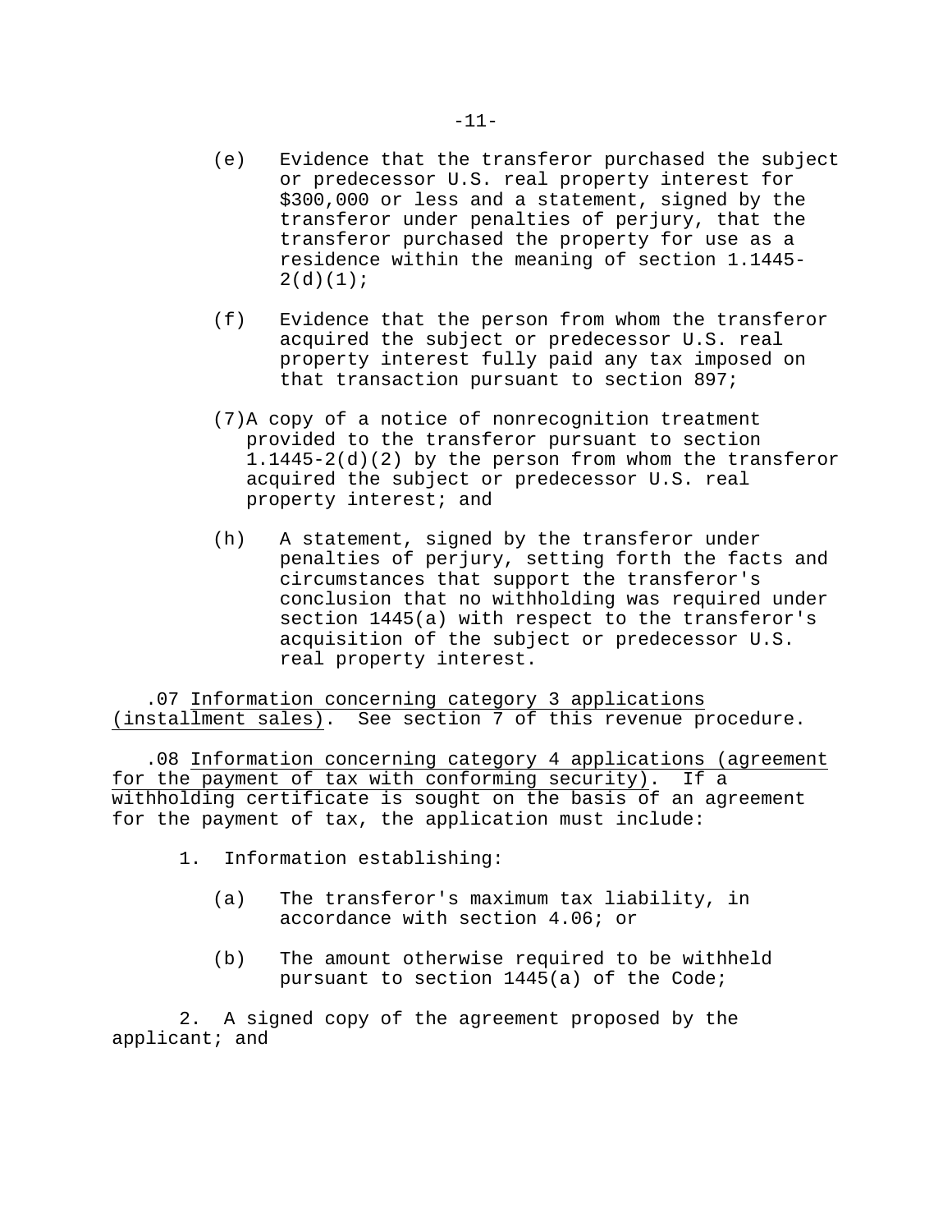(e) Evidence that the transferor purchased the subject or predecessor U.S. real property interest for $300,000 or less and a statement, signed by the transferor under penalties of perjury, that the transferor purchased the property for use as a residence within the meaning of section 1.1445-2(d)(1);

(f) Evidence that the person from whom the transferor acquired the subject or predecessor U.S. real property interest fully paid any tax imposed on that transaction pursuant to section 897;

(7) A copy of a notice of nonrecognition treatment provided to the transferor pursuant to section 1.1445-2(d)(2) by the person from whom the transferor acquired the subject or predecessor U.S. real property interest; and

(h) A statement, signed by the transferor under penalties of perjury, setting forth the facts and circumstances that support the transferor's conclusion that no withholding was required under section 1445(a) with respect to the transferor's acquisition of the subject or predecessor U.S. real property interest.

.07 Information concerning category 3 applications (installment sales). See section 7 of this revenue procedure.

.08 Information concerning category 4 applications (agreement for the payment of tax with conforming security). If a withholding certificate is sought on the basis of an agreement for the payment of tax, the application must include:

1. Information establishing:

   (a) The transferor's maximum tax liability, in accordance with section 4.06; or

   (b) The amount otherwise required to be withheld pursuant to section 1445(a) of the Code;

2. A signed copy of the agreement proposed by the applicant; and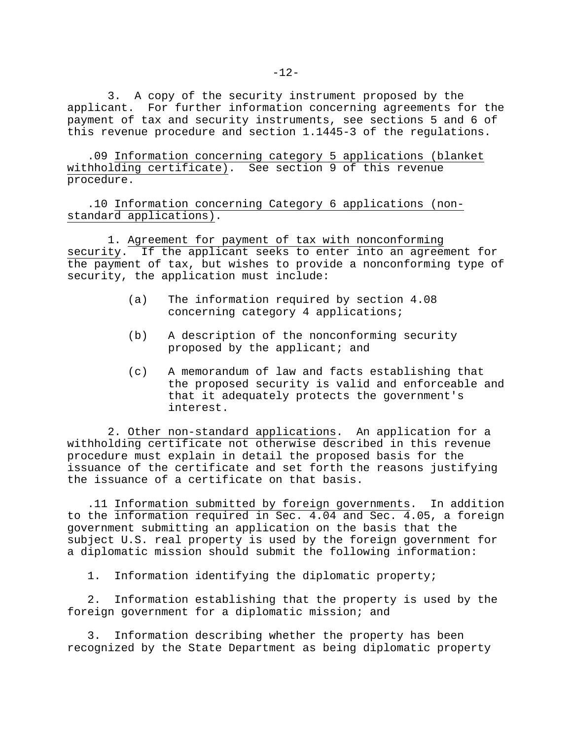3. A copy of the security instrument proposed by the applicant. For further information concerning agreements for the payment of tax and security instruments, see sections 5 and 6 of this revenue procedure and section 1.1445-3 of the regulations.

.09 Information concerning category 5 applications (blanket withholding certificate). See section 9 of this revenue procedure.

.10 Information concerning Category 6 applications (non-standard applications).

1. Agreement for payment of tax with nonconforming security. If the applicant seeks to enter into an agreement for the payment of tax, but wishes to provide a nonconforming type of security, the application must include:

(a) The information required by section 4.08 concerning category 4 applications;

(b) A description of the nonconforming security proposed by the applicant; and

(c) A memorandum of law and facts establishing that the proposed security is valid and enforceable and that it adequately protects the government's interest.

2. Other non-standard applications. An application for a withholding certificate not otherwise described in this revenue procedure must explain in detail the proposed basis for the issuance of the certificate and set forth the reasons justifying the issuance of a certificate on that basis.

.11 Information submitted by foreign governments. In addition to the information required in Sec. 4.04 and Sec. 4.05, a foreign government submitting an application on the basis that the subject U.S. real property is used by the foreign government for a diplomatic mission should submit the following information:

1. Information identifying the diplomatic property;

2. Information establishing that the property is used by the foreign government for a diplomatic mission; and

3. Information describing whether the property has been recognized by the State Department as being diplomatic property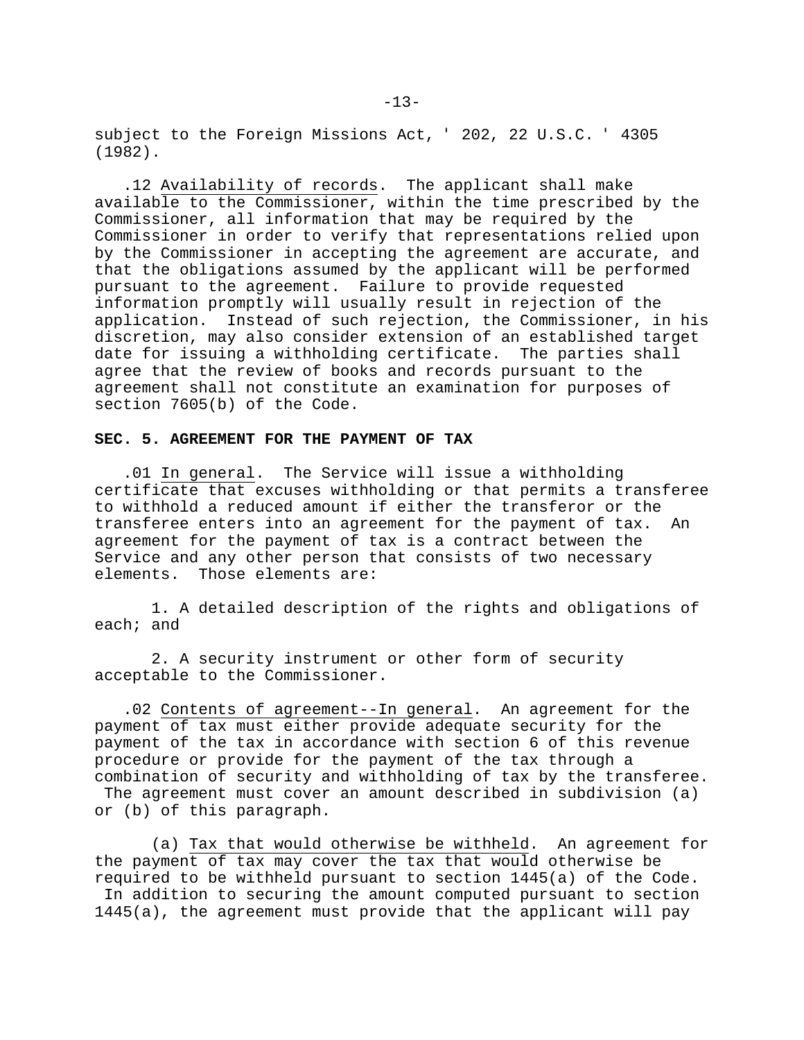subject to the Foreign Missions Act, ' 202, 22 U.S.C. ' 4305 (1982).

.12 Availability of records. The applicant shall make available to the Commissioner, within the time prescribed by the Commissioner, all information that may be required by the Commissioner in order to verify that representations relied upon by the Commissioner in accepting the agreement are accurate, and that the obligations assumed by the applicant will be performed pursuant to the agreement. Failure to provide requested information promptly will usually result in rejection of the application. Instead of such rejection, the Commissioner, in his discretion, may also consider extension of an established target date for issuing a withholding certificate. The parties shall agree that the review of books and records pursuant to the agreement shall not constitute an examination for purposes of section 7605(b) of the Code.

**SEC. 5. AGREEMENT FOR THE PAYMENT OF TAX**

.01 In general. The Service will issue a withholding certificate that excuses withholding or that permits a transferee to withhold a reduced amount if either the transferor or the transferee enters into an agreement for the payment of tax. An agreement for the payment of tax is a contract between the Service and any other person that consists of two necessary elements. Those elements are:

1. A detailed description of the rights and obligations of each; and

2. A security instrument or other form of security acceptable to the Commissioner.

.02 Contents of agreement--In general. An agreement for the payment of tax must either provide adequate security for the payment of the tax in accordance with section 6 of this revenue procedure or provide for the payment of the tax through a combination of security and withholding of tax by the transferee. The agreement must cover an amount described in subdivision (a) or (b) of this paragraph.

(a) Tax that would otherwise be withheld. An agreement for the payment of tax may cover the tax that would otherwise be required to be withheld pursuant to section 1445(a) of the Code. In addition to securing the amount computed pursuant to section 1445(a), the agreement must provide that the applicant will pay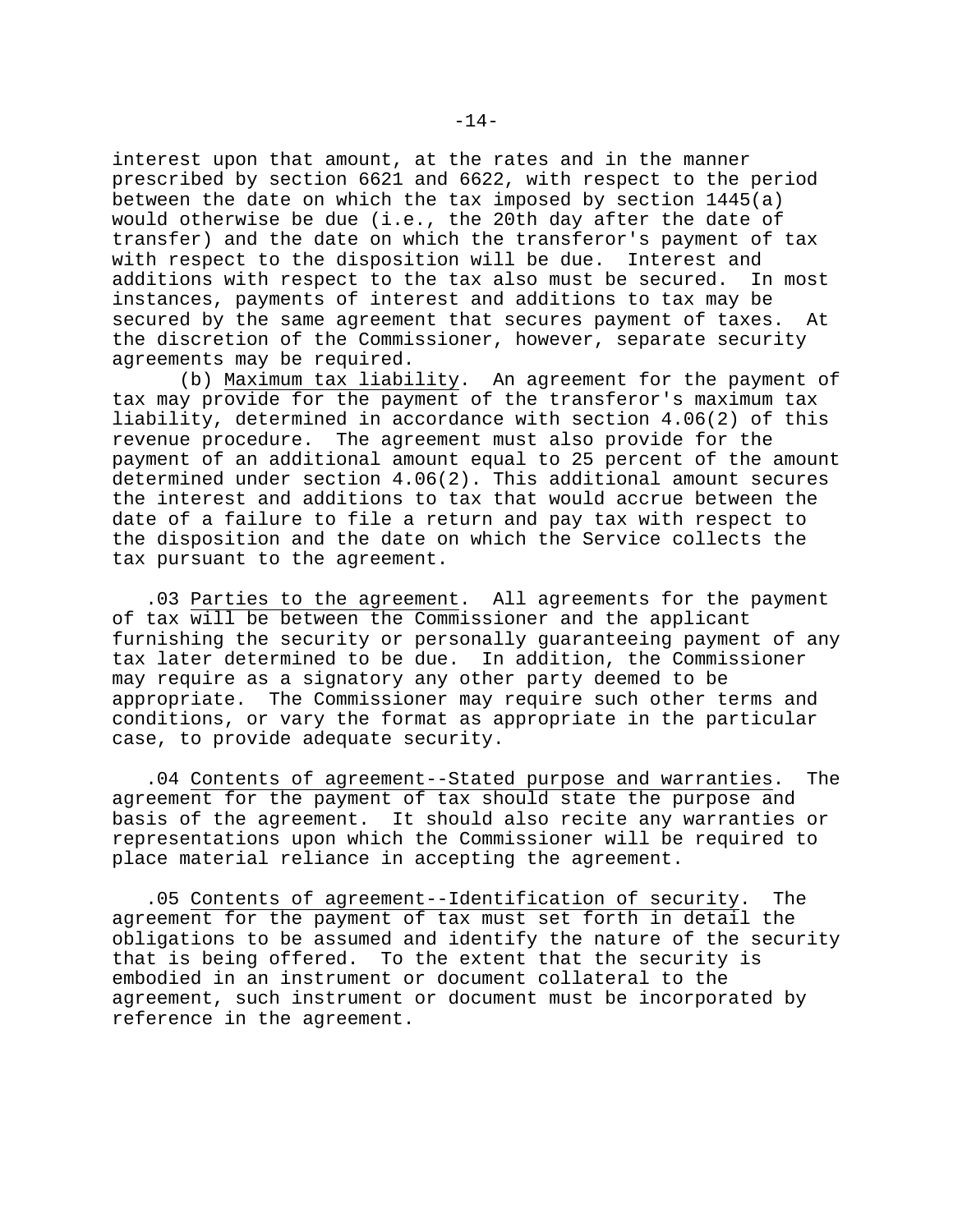interest upon that amount, at the rates and in the manner prescribed by section 6621 and 6622, with respect to the period between the date on which the tax imposed by section 1445(a) would otherwise be due (i.e., the 20th day after the date of transfer) and the date on which the transferor's payment of tax with respect to the disposition will be due. Interest and additions with respect to the tax also must be secured. In most instances, payments of interest and additions to tax may be secured by the same agreement that secures payment of taxes. At the discretion of the Commissioner, however, separate security agreements may be required.

(b) Maximum tax liability. An agreement for the payment of tax may provide for the payment of the transferor's maximum tax liability, determined in accordance with section 4.06(2) of this revenue procedure. The agreement must also provide for the payment of an additional amount equal to 25 percent of the amount determined under section 4.06(2). This additional amount secures the interest and additions to tax that would accrue between the date of a failure to file a return and pay tax with respect to the disposition and the date on which the Service collects the tax pursuant to the agreement.

.03 Parties to the agreement. All agreements for the payment of tax will be between the Commissioner and the applicant furnishing the security or personally guaranteeing payment of any tax later determined to be due. In addition, the Commissioner may require as a signatory any other party deemed to be appropriate. The Commissioner may require such other terms and conditions, or vary the format as appropriate in the particular case, to provide adequate security.

.04 Contents of agreement--Stated purpose and warranties. The agreement for the payment of tax should state the purpose and basis of the agreement. It should also recite any warranties or representations upon which the Commissioner will be required to place material reliance in accepting the agreement.

.05 Contents of agreement--Identification of security. The agreement for the payment of tax must set forth in detail the obligations to be assumed and identify the nature of the security that is being offered. To the extent that the security is embodied in an instrument or document collateral to the agreement, such instrument or document must be incorporated by reference in the agreement.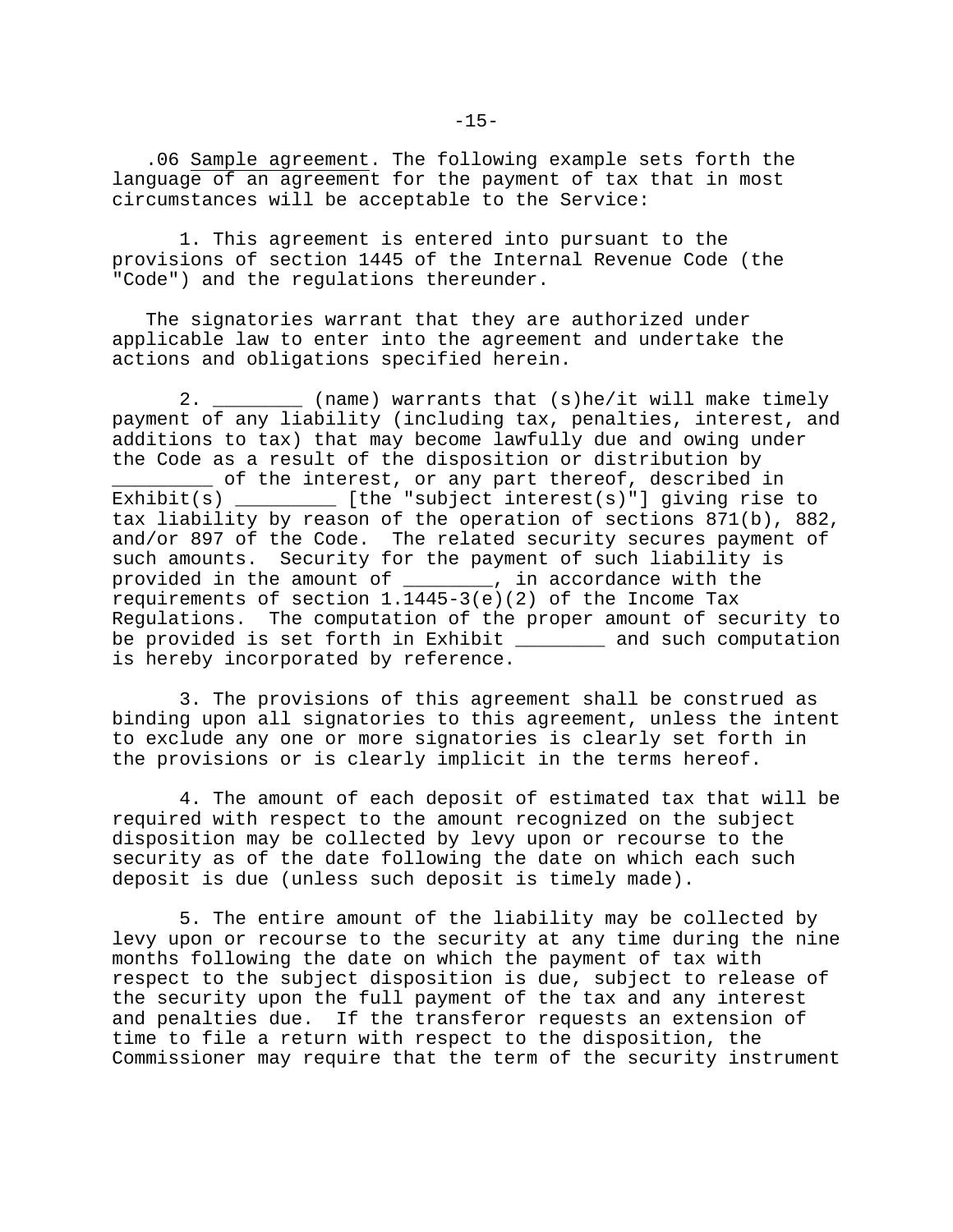.06 Sample agreement. The following example sets forth the language of an agreement for the payment of tax that in most circumstances will be acceptable to the Service:

1. This agreement is entered into pursuant to the provisions of section 1445 of the Internal Revenue Code (the "Code") and the regulations thereunder.

The signatories warrant that they are authorized under applicable law to enter into the agreement and undertake the actions and obligations specified herein.

2. ________ (name) warrants that (s)he/it will make timely payment of any liability (including tax, penalties, interest, and additions to tax) that may become lawfully due and owing under the Code as a result of the disposition or distribution by _________ of the interest, or any part thereof, described in Exhibit(s) _________ [the "subject interest(s)"] giving rise to tax liability by reason of the operation of sections 871(b), 882, and/or 897 of the Code. The related security secures payment of such amounts. Security for the payment of such liability is provided in the amount of ________, in accordance with the requirements of section 1.1445-3(e)(2) of the Income Tax Regulations. The computation of the proper amount of security to be provided is set forth in Exhibit ________ and such computation is hereby incorporated by reference.

3. The provisions of this agreement shall be construed as binding upon all signatories to this agreement, unless the intent to exclude any one or more signatories is clearly set forth in the provisions or is clearly implicit in the terms hereof.

4. The amount of each deposit of estimated tax that will be required with respect to the amount recognized on the subject disposition may be collected by levy upon or recourse to the security as of the date following the date on which each such deposit is due (unless such deposit is timely made).

5. The entire amount of the liability may be collected by levy upon or recourse to the security at any time during the nine months following the date on which the payment of tax with respect to the subject disposition is due, subject to release of the security upon the full payment of the tax and any interest and penalties due. If the transferor requests an extension of time to file a return with respect to the disposition, the Commissioner may require that the term of the security instrument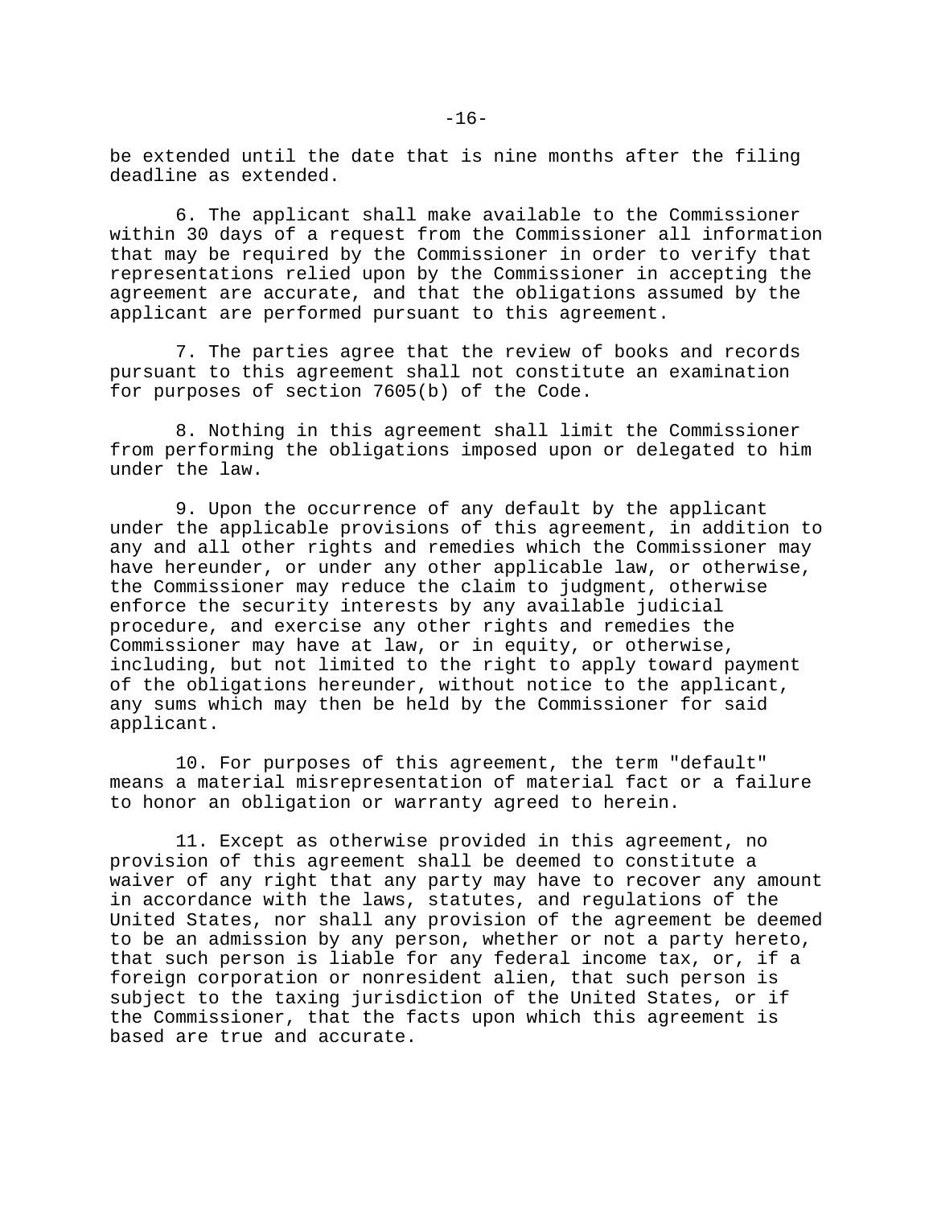be extended until the date that is nine months after the filing deadline as extended.

6. The applicant shall make available to the Commissioner within 30 days of a request from the Commissioner all information that may be required by the Commissioner in order to verify that representations relied upon by the Commissioner in accepting the agreement are accurate, and that the obligations assumed by the applicant are performed pursuant to this agreement.

7. The parties agree that the review of books and records pursuant to this agreement shall not constitute an examination for purposes of section 7605(b) of the Code.

8. Nothing in this agreement shall limit the Commissioner from performing the obligations imposed upon or delegated to him under the law.

9. Upon the occurrence of any default by the applicant under the applicable provisions of this agreement, in addition to any and all other rights and remedies which the Commissioner may have hereunder, or under any other applicable law, or otherwise, the Commissioner may reduce the claim to judgment, otherwise enforce the security interests by any available judicial procedure, and exercise any other rights and remedies the Commissioner may have at law, or in equity, or otherwise, including, but not limited to the right to apply toward payment of the obligations hereunder, without notice to the applicant, any sums which may then be held by the Commissioner for said applicant.

10. For purposes of this agreement, the term "default" means a material misrepresentation of material fact or a failure to honor an obligation or warranty agreed to herein.

11. Except as otherwise provided in this agreement, no provision of this agreement shall be deemed to constitute a waiver of any right that any party may have to recover any amount in accordance with the laws, statutes, and regulations of the United States, nor shall any provision of the agreement be deemed to be an admission by any person, whether or not a party hereto, that such person is liable for any federal income tax, or, if a foreign corporation or nonresident alien, that such person is subject to the taxing jurisdiction of the United States, or if the Commissioner, that the facts upon which this agreement is based are true and accurate.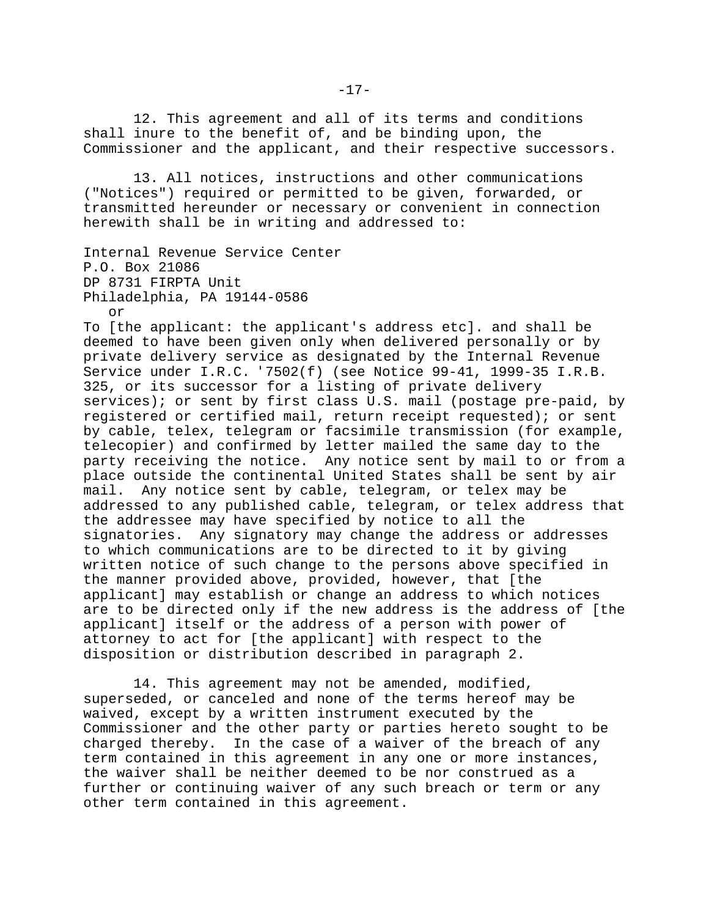12. This agreement and all of its terms and conditions shall inure to the benefit of, and be binding upon, the Commissioner and the applicant, and their respective successors.

13. All notices, instructions and other communications ("Notices") required or permitted to be given, forwarded, or transmitted hereunder or necessary or convenient in connection herewith shall be in writing and addressed to:

Internal Revenue Service Center
P.O. Box 21086
DP 8731 FIRPTA Unit
Philadelphia, PA 19144-0586
or

To [the applicant: the applicant's address etc]. and shall be deemed to have been given only when delivered personally or by private delivery service as designated by the Internal Revenue Service under I.R.C. '7502(f) (see Notice 99-41, 1999-35 I.R.B. 325, or its successor for a listing of private delivery services); or sent by first class U.S. mail (postage pre-paid, by registered or certified mail, return receipt requested); or sent by cable, telex, telegram or facsimile transmission (for example, telecopier) and confirmed by letter mailed the same day to the party receiving the notice. Any notice sent by mail to or from a place outside the continental United States shall be sent by air mail. Any notice sent by cable, telegram, or telex may be addressed to any published cable, telegram, or telex address that the addressee may have specified by notice to all the signatories. Any signatory may change the address or addresses to which communications are to be directed to it by giving written notice of such change to the persons above specified in the manner provided above, provided, however, that [the applicant] may establish or change an address to which notices are to be directed only if the new address is the address of [the applicant] itself or the address of a person with power of attorney to act for [the applicant] with respect to the disposition or distribution described in paragraph 2.

14. This agreement may not be amended, modified, superseded, or canceled and none of the terms hereof may be waived, except by a written instrument executed by the Commissioner and the other party or parties hereto sought to be charged thereby. In the case of a waiver of the breach of any term contained in this agreement in any one or more instances, the waiver shall be neither deemed to be nor construed as a further or continuing waiver of any such breach or term or any other term contained in this agreement.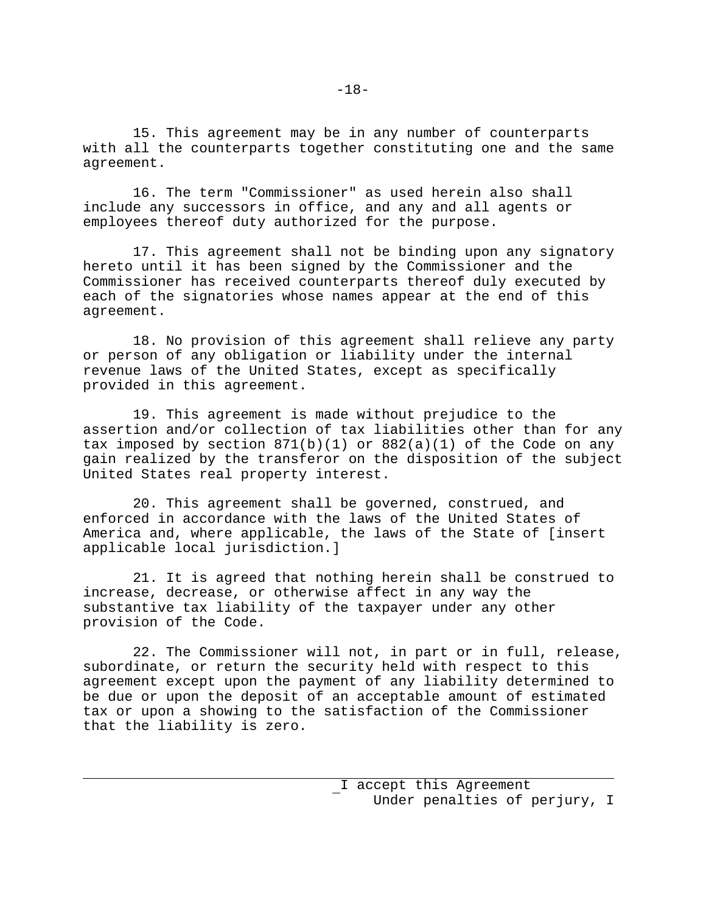15. This agreement may be in any number of counterparts with all the counterparts together constituting one and the same agreement.

16. The term "Commissioner" as used herein also shall include any successors in office, and any and all agents or employees thereof duty authorized for the purpose.

17. This agreement shall not be binding upon any signatory hereto until it has been signed by the Commissioner and the Commissioner has received counterparts thereof duly executed by each of the signatories whose names appear at the end of this agreement.

18. No provision of this agreement shall relieve any party or person of any obligation or liability under the internal revenue laws of the United States, except as specifically provided in this agreement.

19. This agreement is made without prejudice to the assertion and/or collection of tax liabilities other than for any tax imposed by section 871(b)(1) or 882(a)(1) of the Code on any gain realized by the transferor on the disposition of the subject United States real property interest.

20. This agreement shall be governed, construed, and enforced in accordance with the laws of the United States of America and, where applicable, the laws of the State of [insert applicable local jurisdiction.]

21. It is agreed that nothing herein shall be construed to increase, decrease, or otherwise affect in any way the substantive tax liability of the taxpayer under any other provision of the Code.

22. The Commissioner will not, in part or in full, release, subordinate, or return the security held with respect to this agreement except upon the payment of any liability determined to be due or upon the deposit of an acceptable amount of estimated tax or upon a showing to the satisfaction of the Commissioner that the liability is zero.

---

_I accept this Agreement

Under penalties of perjury, I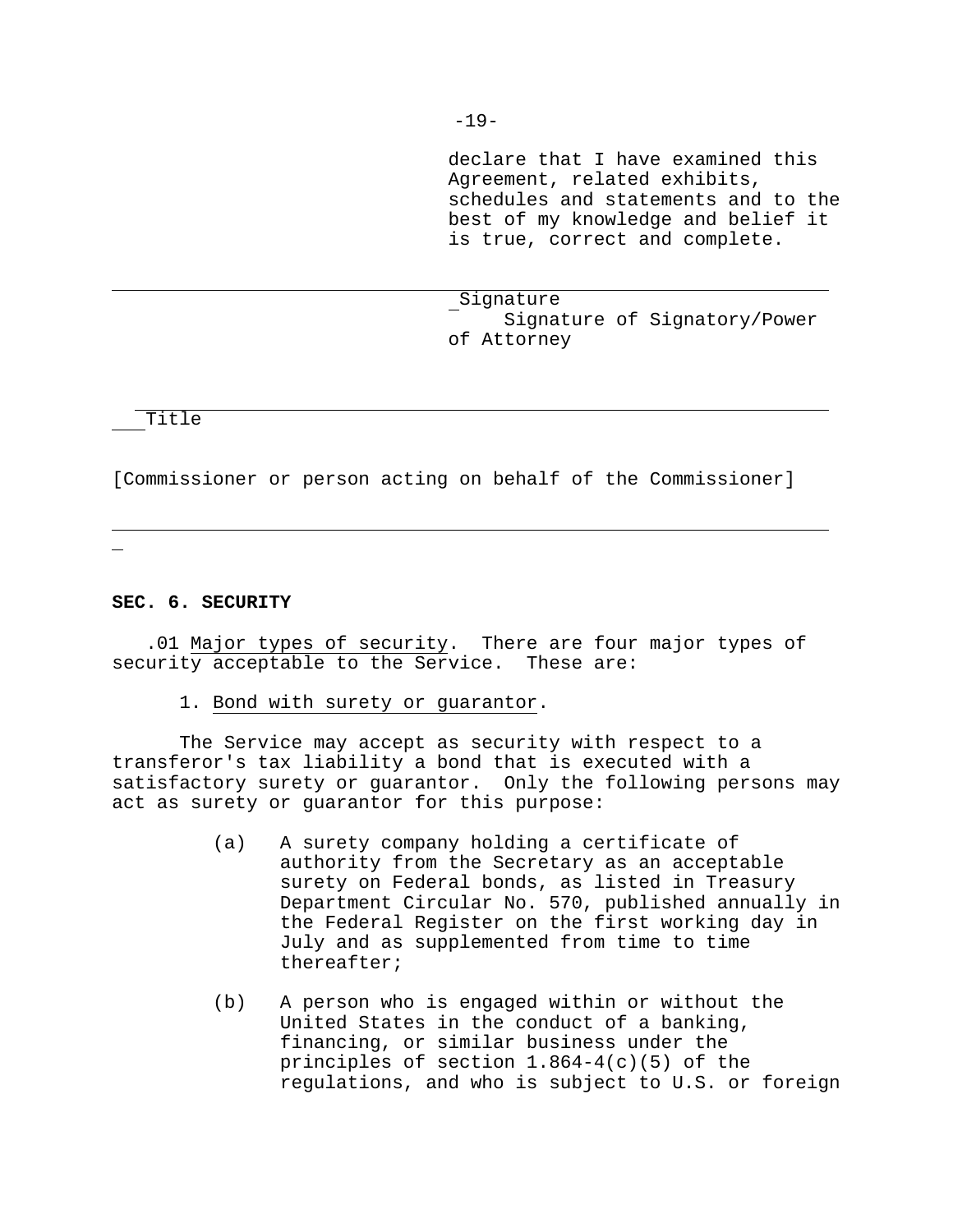declare that I have examined this Agreement, related exhibits, schedules and statements and to the best of my knowledge and belief it is true, correct and complete.

_____________________________________________________________

Signature
Signature of Signatory/Power of Attorney

_____________________________________________________________

Title

[Commissioner or person acting on behalf of the Commissioner]

_____________________________________________________________

**SEC. 6. SECURITY**

.01 Major types of security. There are four major types of security acceptable to the Service. These are:

1. Bond with surety or guarantor.

The Service may accept as security with respect to a transferor's tax liability a bond that is executed with a satisfactory surety or guarantor. Only the following persons may act as surety or guarantor for this purpose:

(a) A surety company holding a certificate of authority from the Secretary as an acceptable surety on Federal bonds, as listed in Treasury Department Circular No. 570, published annually in the Federal Register on the first working day in July and as supplemented from time to time thereafter;

(b) A person who is engaged within or without the United States in the conduct of a banking, financing, or similar business under the principles of section 1.864-4(c)(5) of the regulations, and who is subject to U.S. or foreign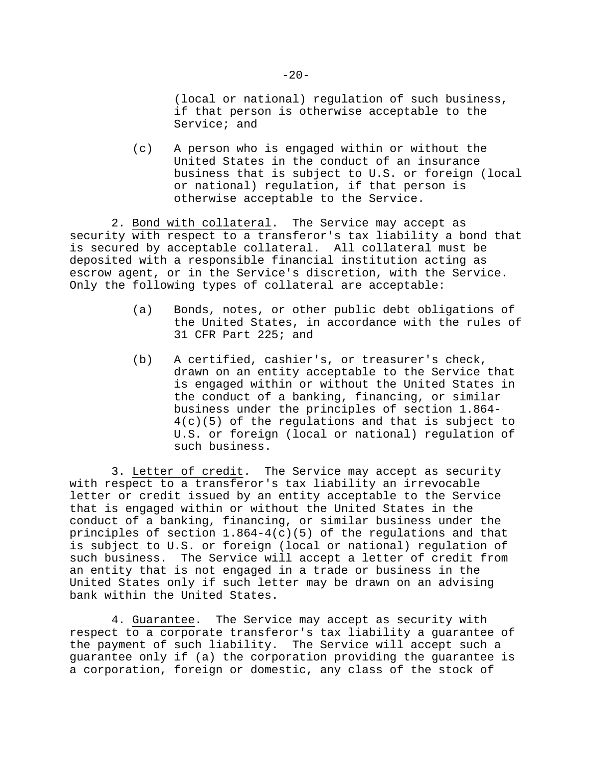(local or national) regulation of such business, if that person is otherwise acceptable to the Service; and

(c) A person who is engaged within or without the United States in the conduct of an insurance business that is subject to U.S. or foreign (local or national) regulation, if that person is otherwise acceptable to the Service.

2. Bond with collateral. The Service may accept as security with respect to a transferor's tax liability a bond that is secured by acceptable collateral. All collateral must be deposited with a responsible financial institution acting as escrow agent, or in the Service's discretion, with the Service. Only the following types of collateral are acceptable:

(a) Bonds, notes, or other public debt obligations of the United States, in accordance with the rules of 31 CFR Part 225; and

(b) A certified, cashier's, or treasurer's check, drawn on an entity acceptable to the Service that is engaged within or without the United States in the conduct of a banking, financing, or similar business under the principles of section 1.864-4(c)(5) of the regulations and that is subject to U.S. or foreign (local or national) regulation of such business.

3. Letter of credit. The Service may accept as security with respect to a transferor's tax liability an irrevocable letter or credit issued by an entity acceptable to the Service that is engaged within or without the United States in the conduct of a banking, financing, or similar business under the principles of section 1.864-4(c)(5) of the regulations and that is subject to U.S. or foreign (local or national) regulation of such business. The Service will accept a letter of credit from an entity that is not engaged in a trade or business in the United States only if such letter may be drawn on an advising bank within the United States.

4. Guarantee. The Service may accept as security with respect to a corporate transferor's tax liability a guarantee of the payment of such liability. The Service will accept such a guarantee only if (a) the corporation providing the guarantee is a corporation, foreign or domestic, any class of the stock of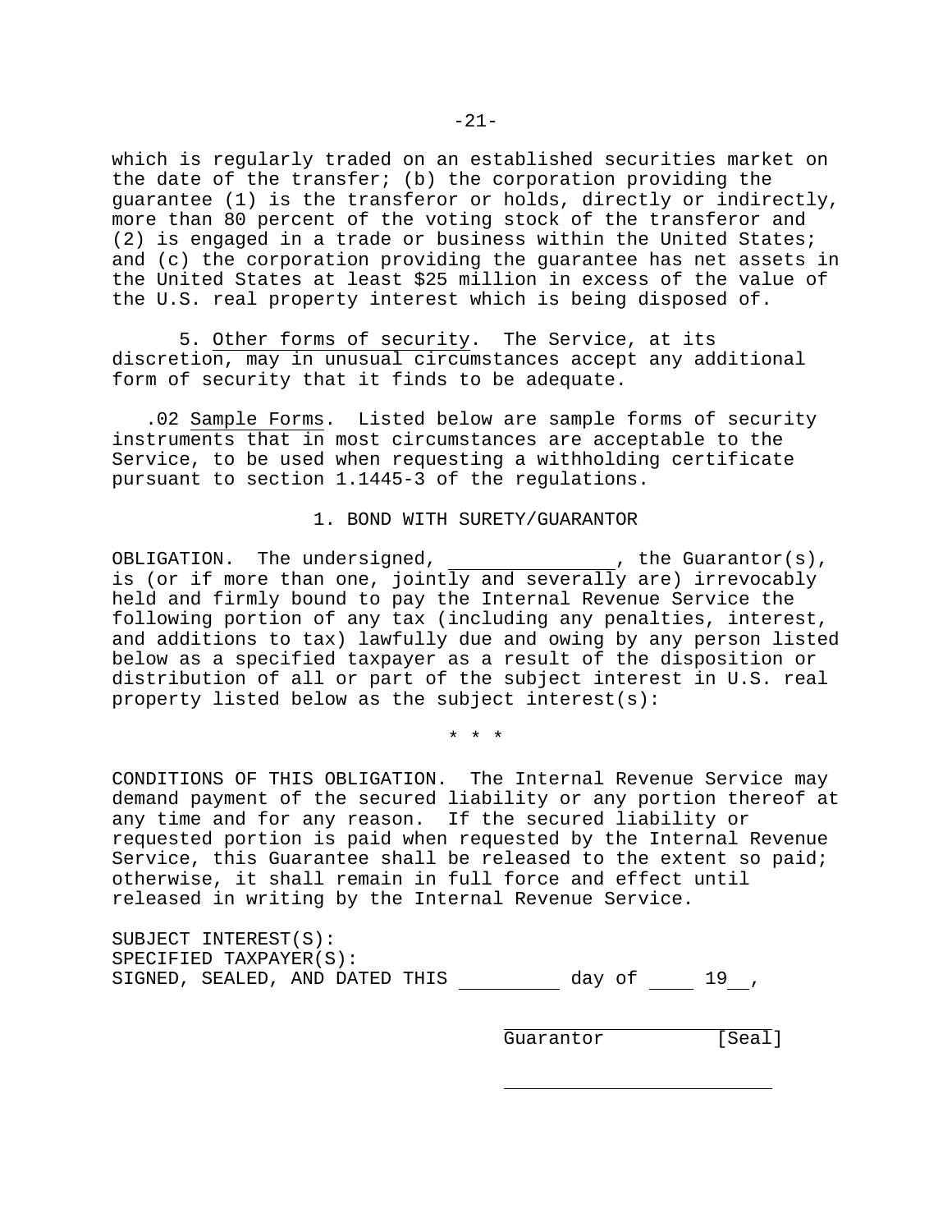which is regularly traded on an established securities market on the date of the transfer; (b) the corporation providing the guarantee (1) is the transferor or holds, directly or indirectly, more than 80 percent of the voting stock of the transferor and (2) is engaged in a trade or business within the United States; and (c) the corporation providing the guarantee has net assets in the United States at least $25 million in excess of the value of the U.S. real property interest which is being disposed of.

5. Other forms of security. The Service, at its discretion, may in unusual circumstances accept any additional form of security that it finds to be adequate.

.02 Sample Forms. Listed below are sample forms of security instruments that in most circumstances are acceptable to the Service, to be used when requesting a withholding certificate pursuant to section 1.1445-3 of the regulations.

1. BOND WITH SURETY/GUARANTOR

OBLIGATION. The undersigned, _______________, the Guarantor(s), is (or if more than one, jointly and severally are) irrevocably held and firmly bound to pay the Internal Revenue Service the following portion of any tax (including any penalties, interest, and additions to tax) lawfully due and owing by any person listed below as a specified taxpayer as a result of the disposition or distribution of all or part of the subject interest in U.S. real property listed below as the subject interest(s):

\* \* \*

CONDITIONS OF THIS OBLIGATION. The Internal Revenue Service may demand payment of the secured liability or any portion thereof at any time and for any reason. If the secured liability or requested portion is paid when requested by the Internal Revenue Service, this Guarantee shall be released to the extent so paid; otherwise, it shall remain in full force and effect until released in writing by the Internal Revenue Service.

SUBJECT INTEREST(S):
SPECIFIED TAXPAYER(S):
SIGNED, SEALED, AND DATED THIS _________ day of ____ 19__,

_______________________
Guarantor [Seal]

_______________________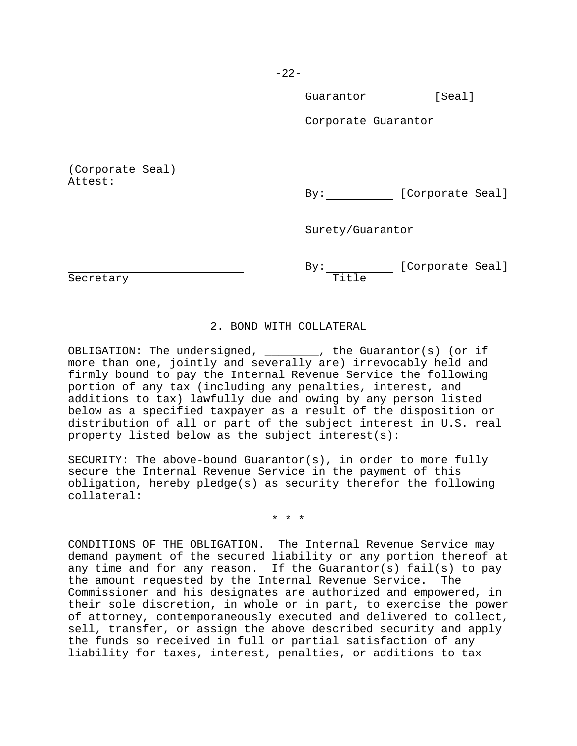Guarantor [Seal]

Corporate Guarantor

(Corporate Seal)
Attest:

By:__________ [Corporate Seal]

_________________________
Surety/Guarantor

_________________________
Secretary

By:__________ [Corporate Seal]
Title

## 2. BOND WITH COLLATERAL

OBLIGATION: The undersigned, ________, the Guarantor(s) (or if more than one, jointly and severally are) irrevocably held and firmly bound to pay the Internal Revenue Service the following portion of any tax (including any penalties, interest, and additions to tax) lawfully due and owing by any person listed below as a specified taxpayer as a result of the disposition or distribution of all or part of the subject interest in U.S. real property listed below as the subject interest(s):

SECURITY: The above-bound Guarantor(s), in order to more fully secure the Internal Revenue Service in the payment of this obligation, hereby pledge(s) as security therefor the following collateral:

\* \* \*

CONDITIONS OF THE OBLIGATION. The Internal Revenue Service may demand payment of the secured liability or any portion thereof at any time and for any reason. If the Guarantor(s) fail(s) to pay the amount requested by the Internal Revenue Service. The Commissioner and his designates are authorized and empowered, in their sole discretion, in whole or in part, to exercise the power of attorney, contemporaneously executed and delivered to collect, sell, transfer, or assign the above described security and apply the funds so received in full or partial satisfaction of any liability for taxes, interest, penalties, or additions to tax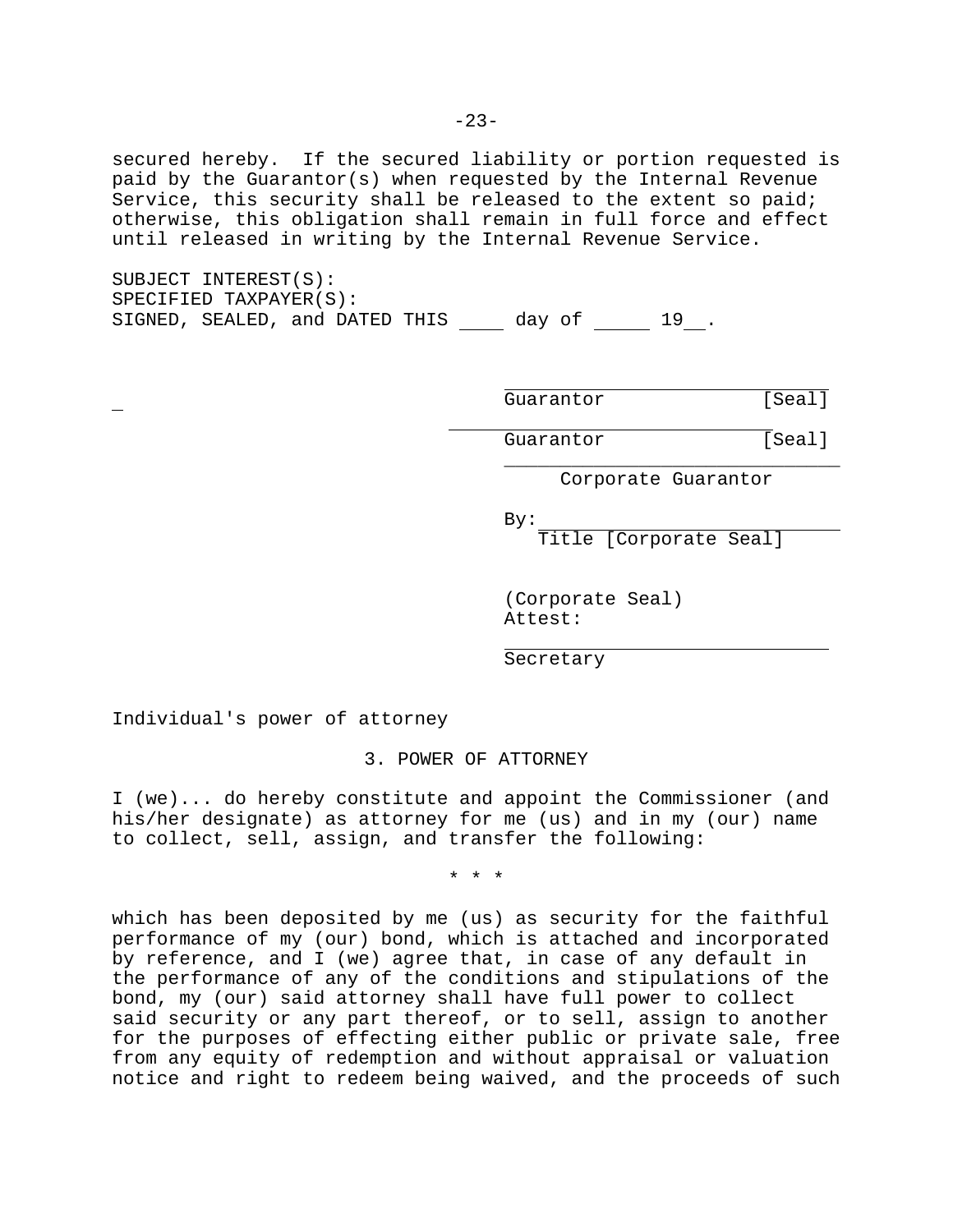secured hereby. If the secured liability or portion requested is paid by the Guarantor(s) when requested by the Internal Revenue Service, this security shall be released to the extent so paid; otherwise, this obligation shall remain in full force and effect until released in writing by the Internal Revenue Service.

SUBJECT INTEREST(S):
SPECIFIED TAXPAYER(S):
SIGNED, SEALED, and DATED THIS ____ day of _____ 19__.

_____________________________
Guarantor [Seal]

_____________________________
Guarantor [Seal]

_____________________________
Corporate Guarantor

By: _________________________
Title [Corporate Seal]

(Corporate Seal)
Attest:

_____________________________
Secretary

Individual's power of attorney

3. POWER OF ATTORNEY

I (we)... do hereby constitute and appoint the Commissioner (and his/her designate) as attorney for me (us) and in my (our) name to collect, sell, assign, and transfer the following:

\* \* \*

which has been deposited by me (us) as security for the faithful performance of my (our) bond, which is attached and incorporated by reference, and I (we) agree that, in case of any default in the performance of any of the conditions and stipulations of the bond, my (our) said attorney shall have full power to collect said security or any part thereof, or to sell, assign to another for the purposes of effecting either public or private sale, free from any equity of redemption and without appraisal or valuation notice and right to redeem being waived, and the proceeds of such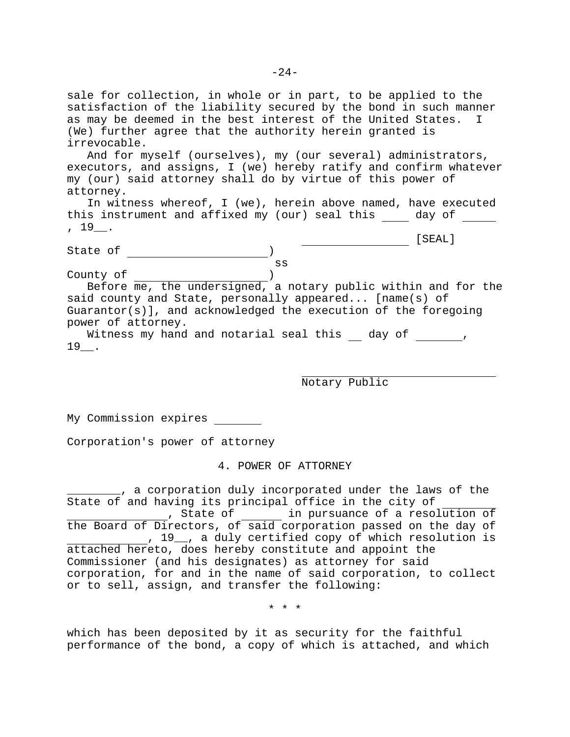sale for collection, in whole or in part, to be applied to the satisfaction of the liability secured by the bond in such manner as may be deemed in the best interest of the United States. I (We) further agree that the authority herein granted is irrevocable.

And for myself (ourselves), my (our several) administrators, executors, and assigns, I (we) hereby ratify and confirm whatever my (our) said attorney shall do by virtue of this power of attorney.

In witness whereof, I (we), herein above named, have executed this instrument and affixed my (our) seal this ____ day of _____ , 19__.

________________ [SEAL]

State of ____________________)
ss
County of ___________________)

Before me, the undersigned, a notary public within and for the said county and State, personally appeared... [name(s) of Guarantor(s)], and acknowledged the execution of the foregoing power of attorney.

Witness my hand and notarial seal this __ day of _______, 19__.

___________________________
Notary Public

My Commission expires _______

Corporation's power of attorney

4. POWER OF ATTORNEY

________, a corporation duly incorporated under the laws of the State of and having its principal office in the city of ________ ______________, State of ______ in pursuance of a resolution of the Board of Directors, of said corporation passed on the day of ___________, 19__, a duly certified copy of which resolution is attached hereto, does hereby constitute and appoint the Commissioner (and his designates) as attorney for said corporation, for and in the name of said corporation, to collect or to sell, assign, and transfer the following:

* * *

which has been deposited by it as security for the faithful performance of the bond, a copy of which is attached, and which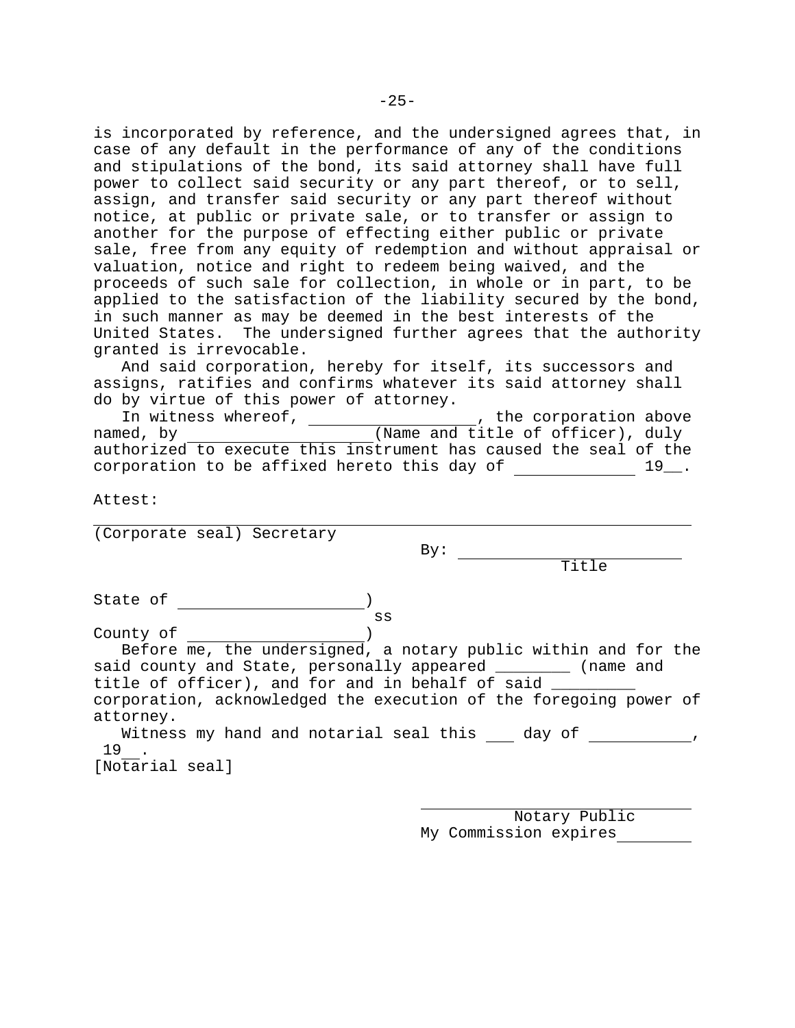is incorporated by reference, and the undersigned agrees that, in case of any default in the performance of any of the conditions and stipulations of the bond, its said attorney shall have full power to collect said security or any part thereof, or to sell, assign, and transfer said security or any part thereof without notice, at public or private sale, or to transfer or assign to another for the purpose of effecting either public or private sale, free from any equity of redemption and without appraisal or valuation, notice and right to redeem being waived, and the proceeds of such sale for collection, in whole or in part, to be applied to the satisfaction of the liability secured by the bond, in such manner as may be deemed in the best interests of the United States. The undersigned further agrees that the authority granted is irrevocable.

And said corporation, hereby for itself, its successors and assigns, ratifies and confirms whatever its said attorney shall do by virtue of this power of attorney.

In witness whereof, _________________, the corporation above named, by ____________________(Name and title of officer), duly authorized to execute this instrument has caused the seal of the corporation to be affixed hereto this day of _____________ 19__.

Attest:

_____________________________________________________________

(Corporate seal) Secretary

By: ________________________
Title

State of ____________________)
ss
County of ___________________)

Before me, the undersigned, a notary public within and for the said county and State, personally appeared ________ (name and title of officer), and for and in behalf of said _________ corporation, acknowledged the execution of the foregoing power of attorney.

Witness my hand and notarial seal this ___ day of ___________, 19__.

[Notarial seal]

_____________________________
Notary Public
My Commission expires_________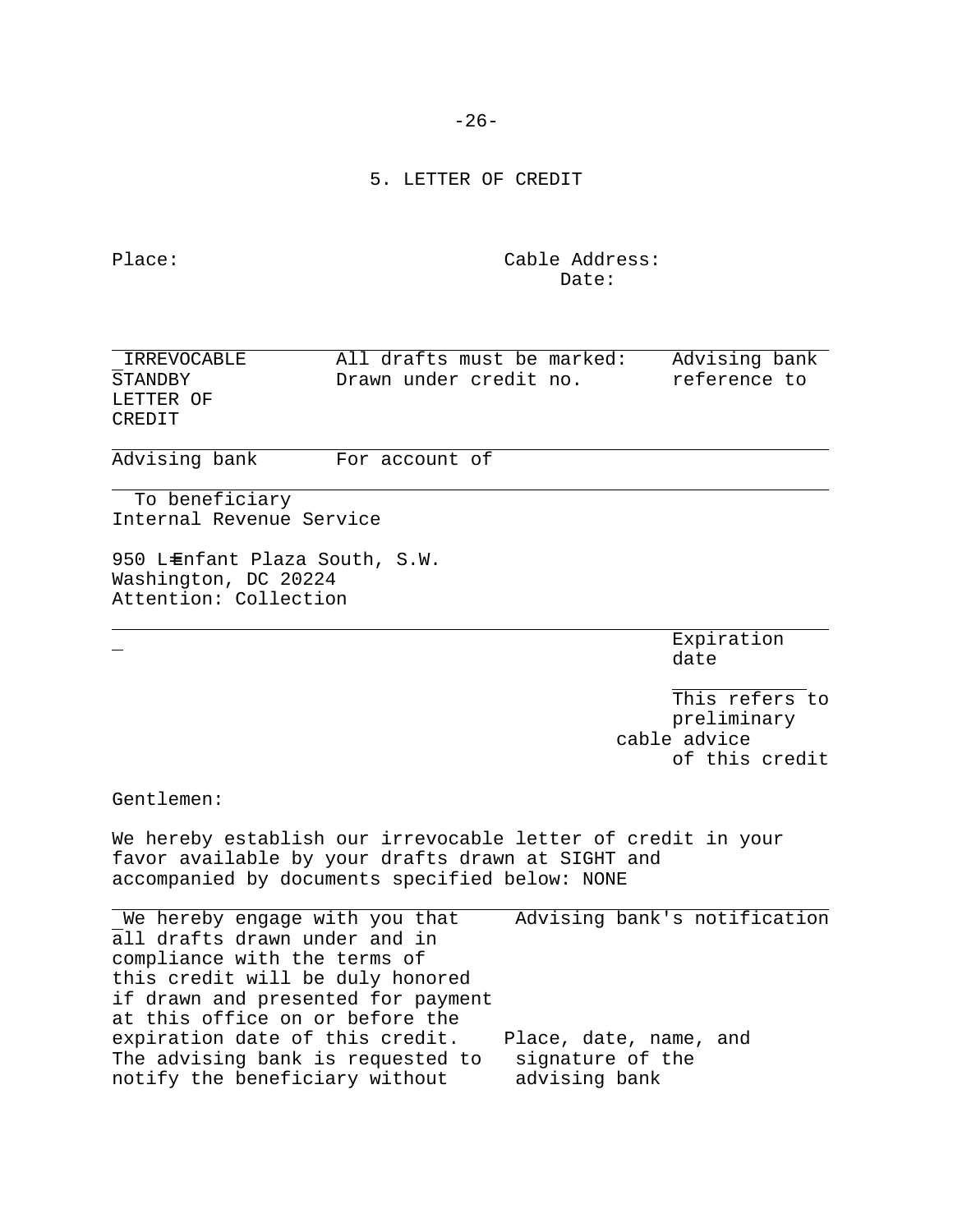## 5. LETTER OF CREDIT

Place: Cable Address:
Date:

| IRREVOCABLE STANDBY LETTER OF CREDIT | All drafts must be marked: Drawn under credit no. | Advising bank reference to |
|---|---|---|
| Advising bank | For account of | |

To beneficiary
Internal Revenue Service

950 L═Enfant Plaza South, S.W.
Washington, DC 20224
Attention: Collection

Expiration date

This refers to preliminary cable advice of this credit

Gentlemen:

We hereby establish our irrevocable letter of credit in your favor available by your drafts drawn at SIGHT and accompanied by documents specified below: NONE

| We hereby engage with you that all drafts drawn under and in compliance with the terms of this credit will be duly honored if drawn and presented for payment at this office on or before the expiration date of this credit. The advising bank is requested to notify the beneficiary without | Advising bank's notification<br><br>Place, date, name, and signature of the advising bank |
|---|---|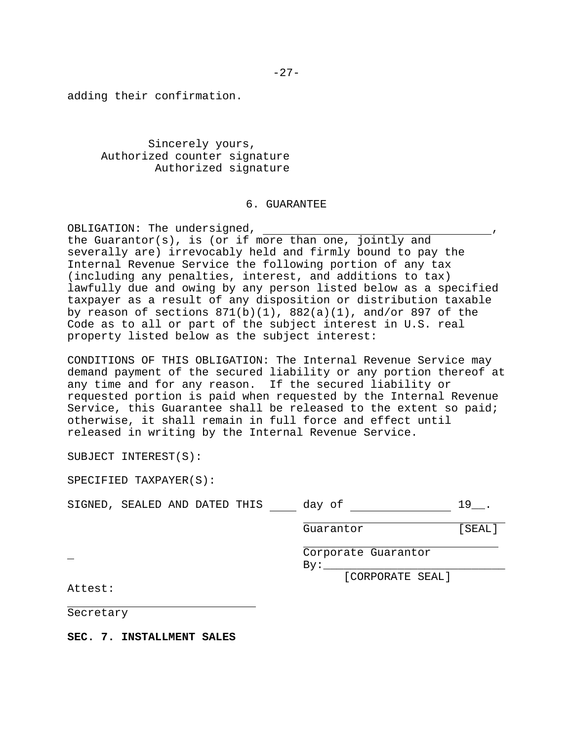adding their confirmation.

Sincerely yours,
Authorized counter signature
Authorized signature

6. GUARANTEE

OBLIGATION: The undersigned, __________________________________, the Guarantor(s), is (or if more than one, jointly and severally are) irrevocably held and firmly bound to pay the Internal Revenue Service the following portion of any tax (including any penalties, interest, and additions to tax) lawfully due and owing by any person listed below as a specified taxpayer as a result of any disposition or distribution taxable by reason of sections 871(b)(1), 882(a)(1), and/or 897 of the Code as to all or part of the subject interest in U.S. real property listed below as the subject interest:

CONDITIONS OF THIS OBLIGATION: The Internal Revenue Service may demand payment of the secured liability or any portion thereof at any time and for any reason. If the secured liability or requested portion is paid when requested by the Internal Revenue Service, this Guarantee shall be released to the extent so paid; otherwise, it shall remain in full force and effect until released in writing by the Internal Revenue Service.

SUBJECT INTEREST(S):

SPECIFIED TAXPAYER(S):

SIGNED, SEALED AND DATED THIS ____ day of ______________ 19__.

__________________________
Guarantor [SEAL]

__________________________
Corporate Guarantor
By:__________________________
[CORPORATE SEAL]

Attest:

__________________________
Secretary

**SEC. 7. INSTALLMENT SALES**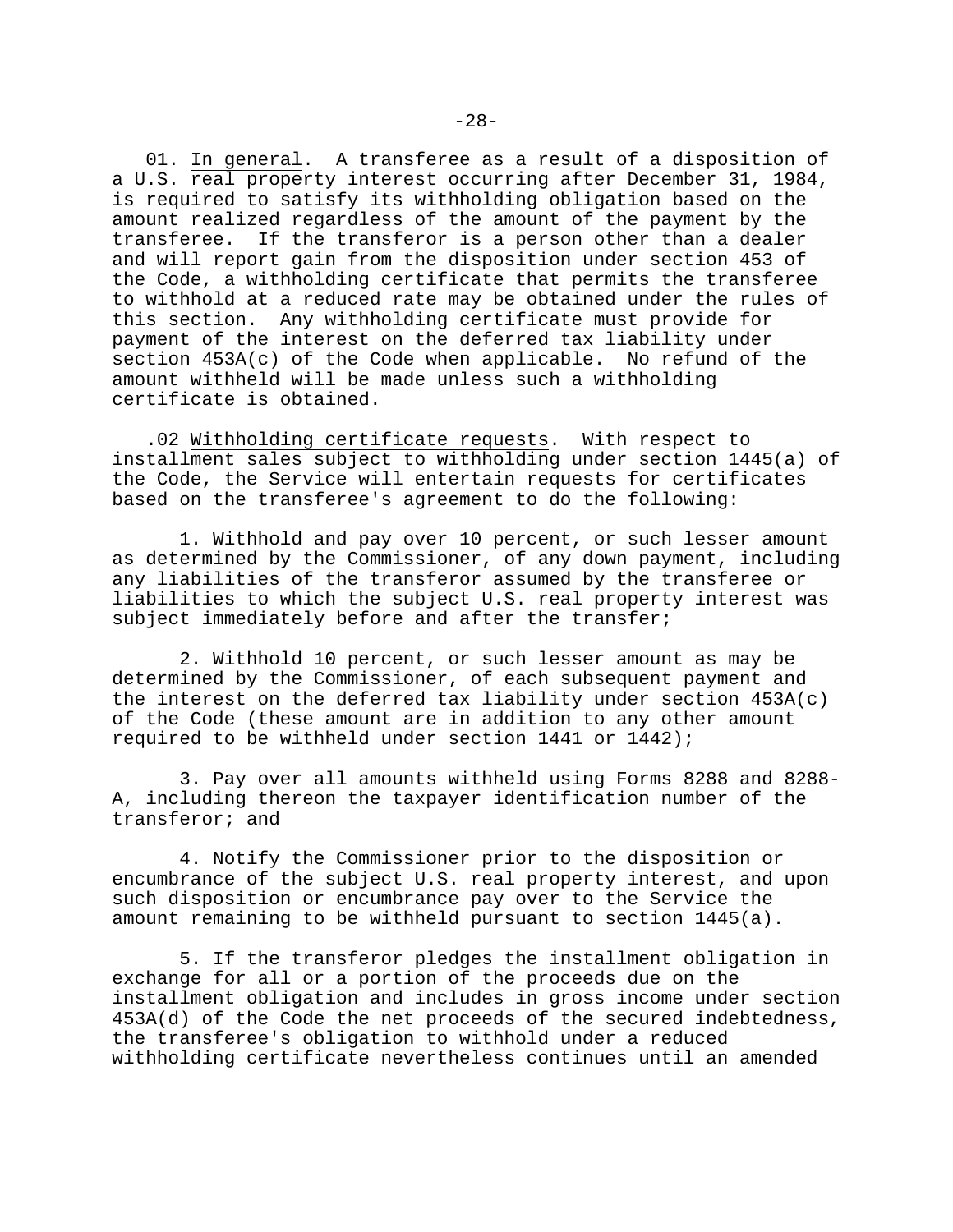01. In general. A transferee as a result of a disposition of a U.S. real property interest occurring after December 31, 1984, is required to satisfy its withholding obligation based on the amount realized regardless of the amount of the payment by the transferee. If the transferor is a person other than a dealer and will report gain from the disposition under section 453 of the Code, a withholding certificate that permits the transferee to withhold at a reduced rate may be obtained under the rules of this section. Any withholding certificate must provide for payment of the interest on the deferred tax liability under section 453A(c) of the Code when applicable. No refund of the amount withheld will be made unless such a withholding certificate is obtained.

.02 Withholding certificate requests. With respect to installment sales subject to withholding under section 1445(a) of the Code, the Service will entertain requests for certificates based on the transferee's agreement to do the following:

1. Withhold and pay over 10 percent, or such lesser amount as determined by the Commissioner, of any down payment, including any liabilities of the transferor assumed by the transferee or liabilities to which the subject U.S. real property interest was subject immediately before and after the transfer;

2. Withhold 10 percent, or such lesser amount as may be determined by the Commissioner, of each subsequent payment and the interest on the deferred tax liability under section 453A(c) of the Code (these amount are in addition to any other amount required to be withheld under section 1441 or 1442);

3. Pay over all amounts withheld using Forms 8288 and 8288-A, including thereon the taxpayer identification number of the transferor; and

4. Notify the Commissioner prior to the disposition or encumbrance of the subject U.S. real property interest, and upon such disposition or encumbrance pay over to the Service the amount remaining to be withheld pursuant to section 1445(a).

5. If the transferor pledges the installment obligation in exchange for all or a portion of the proceeds due on the installment obligation and includes in gross income under section 453A(d) of the Code the net proceeds of the secured indebtedness, the transferee's obligation to withhold under a reduced withholding certificate nevertheless continues until an amended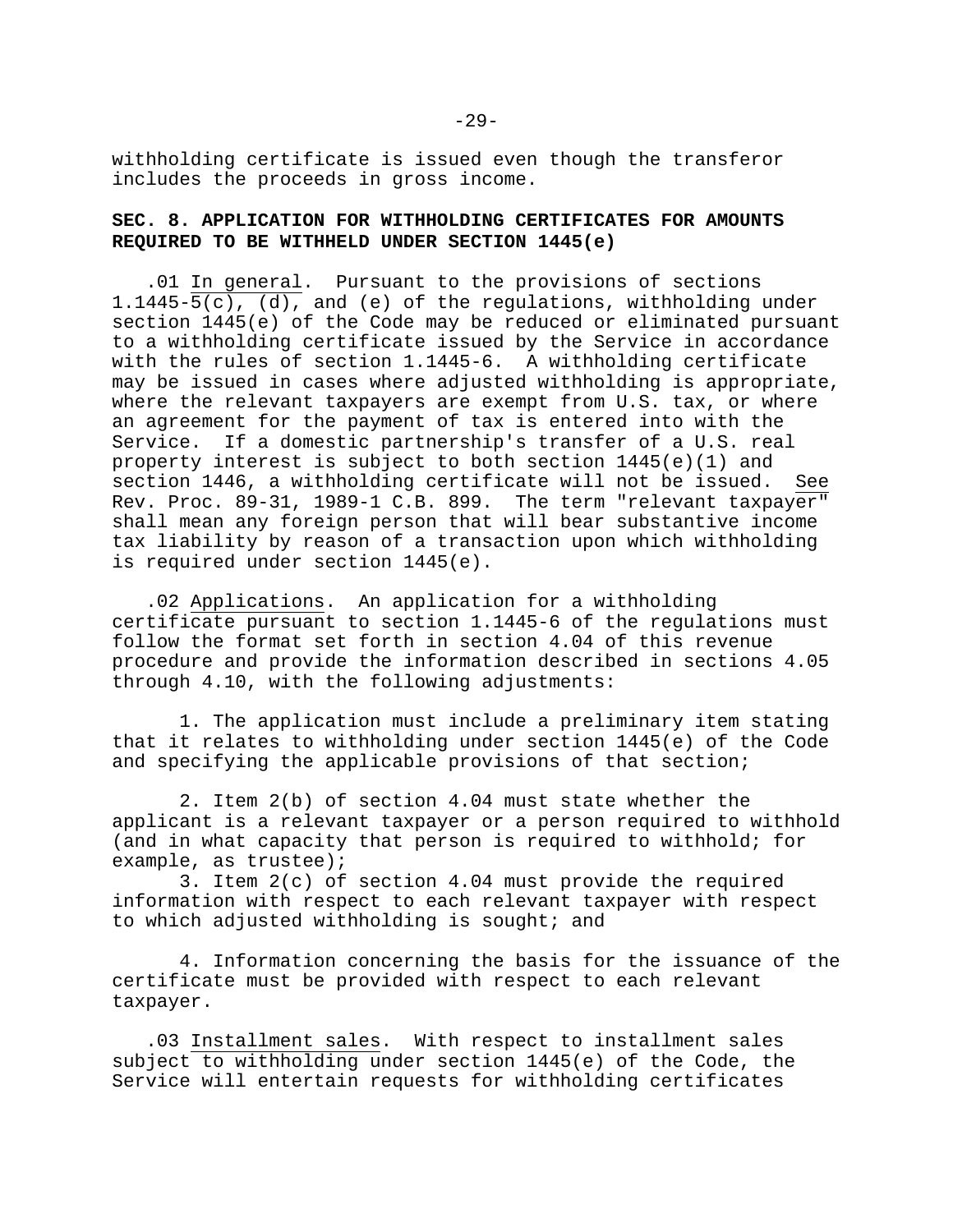withholding certificate is issued even though the transferor includes the proceeds in gross income.

## SEC. 8. APPLICATION FOR WITHHOLDING CERTIFICATES FOR AMOUNTS REQUIRED TO BE WITHHELD UNDER SECTION 1445(e)

.01 In general. Pursuant to the provisions of sections 1.1445-5(c), (d), and (e) of the regulations, withholding under section 1445(e) of the Code may be reduced or eliminated pursuant to a withholding certificate issued by the Service in accordance with the rules of section 1.1445-6. A withholding certificate may be issued in cases where adjusted withholding is appropriate, where the relevant taxpayers are exempt from U.S. tax, or where an agreement for the payment of tax is entered into with the Service. If a domestic partnership's transfer of a U.S. real property interest is subject to both section 1445(e)(1) and section 1446, a withholding certificate will not be issued. See Rev. Proc. 89-31, 1989-1 C.B. 899. The term "relevant taxpayer" shall mean any foreign person that will bear substantive income tax liability by reason of a transaction upon which withholding is required under section 1445(e).

.02 Applications. An application for a withholding certificate pursuant to section 1.1445-6 of the regulations must follow the format set forth in section 4.04 of this revenue procedure and provide the information described in sections 4.05 through 4.10, with the following adjustments:

1. The application must include a preliminary item stating that it relates to withholding under section 1445(e) of the Code and specifying the applicable provisions of that section;

2. Item 2(b) of section 4.04 must state whether the applicant is a relevant taxpayer or a person required to withhold (and in what capacity that person is required to withhold; for example, as trustee);

3. Item 2(c) of section 4.04 must provide the required information with respect to each relevant taxpayer with respect to which adjusted withholding is sought; and

4. Information concerning the basis for the issuance of the certificate must be provided with respect to each relevant taxpayer.

.03 Installment sales. With respect to installment sales subject to withholding under section 1445(e) of the Code, the Service will entertain requests for withholding certificates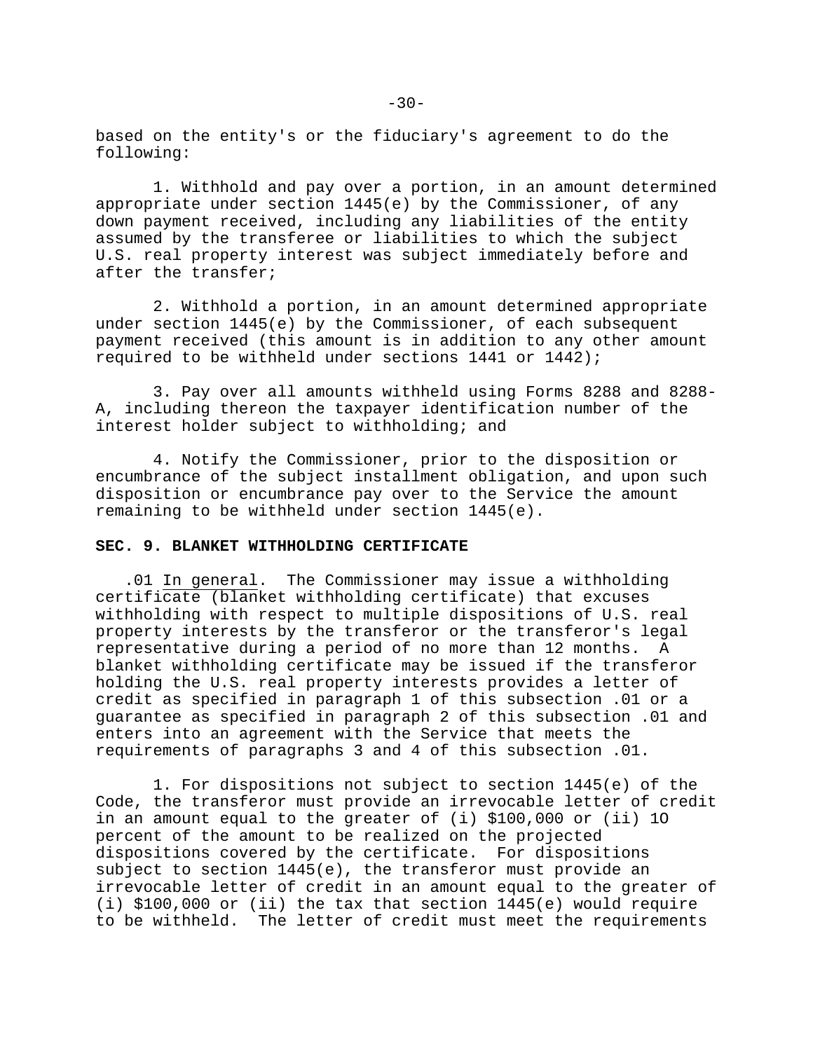based on the entity's or the fiduciary's agreement to do the following:

1. Withhold and pay over a portion, in an amount determined appropriate under section 1445(e) by the Commissioner, of any down payment received, including any liabilities of the entity assumed by the transferee or liabilities to which the subject U.S. real property interest was subject immediately before and after the transfer;

2. Withhold a portion, in an amount determined appropriate under section 1445(e) by the Commissioner, of each subsequent payment received (this amount is in addition to any other amount required to be withheld under sections 1441 or 1442);

3. Pay over all amounts withheld using Forms 8288 and 8288-A, including thereon the taxpayer identification number of the interest holder subject to withholding; and

4. Notify the Commissioner, prior to the disposition or encumbrance of the subject installment obligation, and upon such disposition or encumbrance pay over to the Service the amount remaining to be withheld under section 1445(e).

**SEC. 9. BLANKET WITHHOLDING CERTIFICATE**

.01 In general. The Commissioner may issue a withholding certificate (blanket withholding certificate) that excuses withholding with respect to multiple dispositions of U.S. real property interests by the transferor or the transferor's legal representative during a period of no more than 12 months. A blanket withholding certificate may be issued if the transferor holding the U.S. real property interests provides a letter of credit as specified in paragraph 1 of this subsection .01 or a guarantee as specified in paragraph 2 of this subsection .01 and enters into an agreement with the Service that meets the requirements of paragraphs 3 and 4 of this subsection .01.

1. For dispositions not subject to section 1445(e) of the Code, the transferor must provide an irrevocable letter of credit in an amount equal to the greater of (i) $100,000 or (ii) 10 percent of the amount to be realized on the projected dispositions covered by the certificate. For dispositions subject to section 1445(e), the transferor must provide an irrevocable letter of credit in an amount equal to the greater of (i) $100,000 or (ii) the tax that section 1445(e) would require to be withheld. The letter of credit must meet the requirements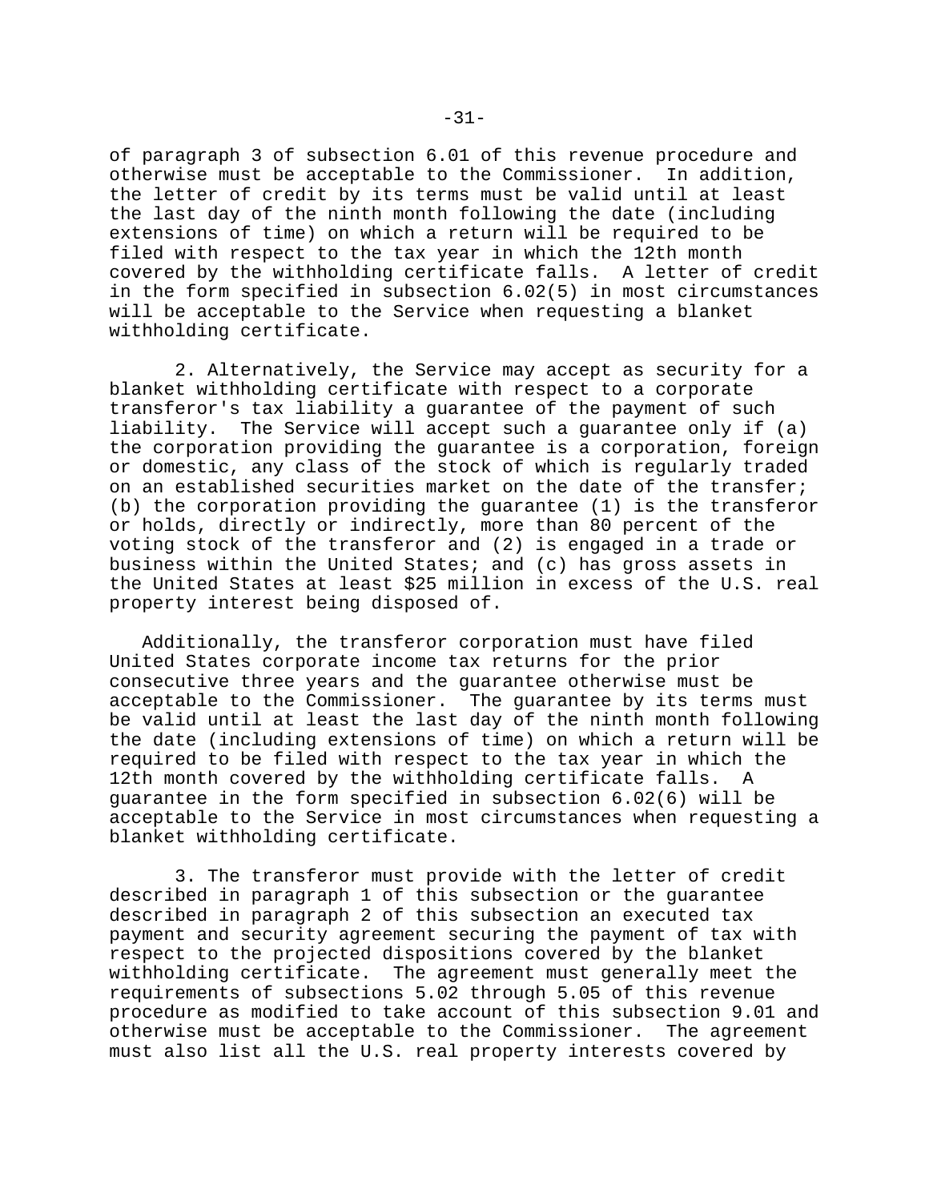of paragraph 3 of subsection 6.01 of this revenue procedure and otherwise must be acceptable to the Commissioner. In addition, the letter of credit by its terms must be valid until at least the last day of the ninth month following the date (including extensions of time) on which a return will be required to be filed with respect to the tax year in which the 12th month covered by the withholding certificate falls. A letter of credit in the form specified in subsection 6.02(5) in most circumstances will be acceptable to the Service when requesting a blanket withholding certificate.

2. Alternatively, the Service may accept as security for a blanket withholding certificate with respect to a corporate transferor's tax liability a guarantee of the payment of such liability. The Service will accept such a guarantee only if (a) the corporation providing the guarantee is a corporation, foreign or domestic, any class of the stock of which is regularly traded on an established securities market on the date of the transfer; (b) the corporation providing the guarantee (1) is the transferor or holds, directly or indirectly, more than 80 percent of the voting stock of the transferor and (2) is engaged in a trade or business within the United States; and (c) has gross assets in the United States at least $25 million in excess of the U.S. real property interest being disposed of.

Additionally, the transferor corporation must have filed United States corporate income tax returns for the prior consecutive three years and the guarantee otherwise must be acceptable to the Commissioner. The guarantee by its terms must be valid until at least the last day of the ninth month following the date (including extensions of time) on which a return will be required to be filed with respect to the tax year in which the 12th month covered by the withholding certificate falls. A guarantee in the form specified in subsection 6.02(6) will be acceptable to the Service in most circumstances when requesting a blanket withholding certificate.

3. The transferor must provide with the letter of credit described in paragraph 1 of this subsection or the guarantee described in paragraph 2 of this subsection an executed tax payment and security agreement securing the payment of tax with respect to the projected dispositions covered by the blanket withholding certificate. The agreement must generally meet the requirements of subsections 5.02 through 5.05 of this revenue procedure as modified to take account of this subsection 9.01 and otherwise must be acceptable to the Commissioner. The agreement must also list all the U.S. real property interests covered by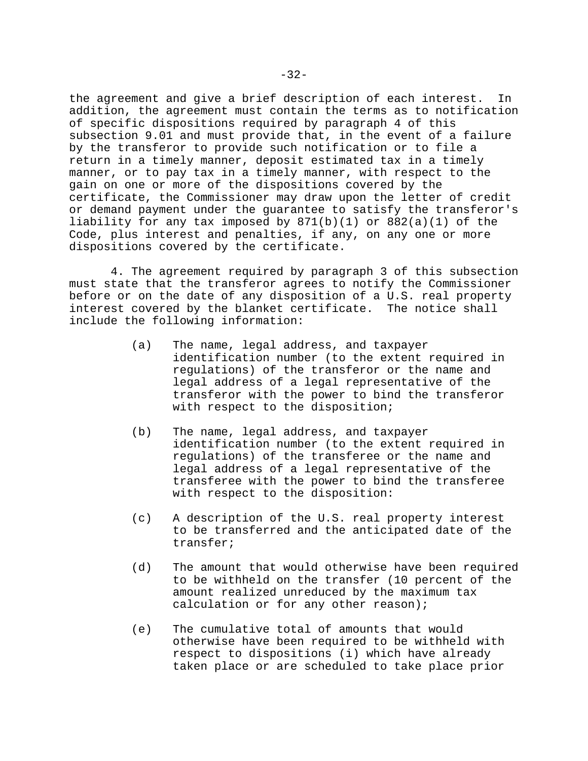the agreement and give a brief description of each interest. In addition, the agreement must contain the terms as to notification of specific dispositions required by paragraph 4 of this subsection 9.01 and must provide that, in the event of a failure by the transferor to provide such notification or to file a return in a timely manner, deposit estimated tax in a timely manner, or to pay tax in a timely manner, with respect to the gain on one or more of the dispositions covered by the certificate, the Commissioner may draw upon the letter of credit or demand payment under the guarantee to satisfy the transferor's liability for any tax imposed by 871(b)(1) or 882(a)(1) of the Code, plus interest and penalties, if any, on any one or more dispositions covered by the certificate.

4. The agreement required by paragraph 3 of this subsection must state that the transferor agrees to notify the Commissioner before or on the date of any disposition of a U.S. real property interest covered by the blanket certificate. The notice shall include the following information:

(a) The name, legal address, and taxpayer identification number (to the extent required in regulations) of the transferor or the name and legal address of a legal representative of the transferor with the power to bind the transferor with respect to the disposition;

(b) The name, legal address, and taxpayer identification number (to the extent required in regulations) of the transferee or the name and legal address of a legal representative of the transferee with the power to bind the transferee with respect to the disposition:

(c) A description of the U.S. real property interest to be transferred and the anticipated date of the transfer;

(d) The amount that would otherwise have been required to be withheld on the transfer (10 percent of the amount realized unreduced by the maximum tax calculation or for any other reason);

(e) The cumulative total of amounts that would otherwise have been required to be withheld with respect to dispositions (i) which have already taken place or are scheduled to take place prior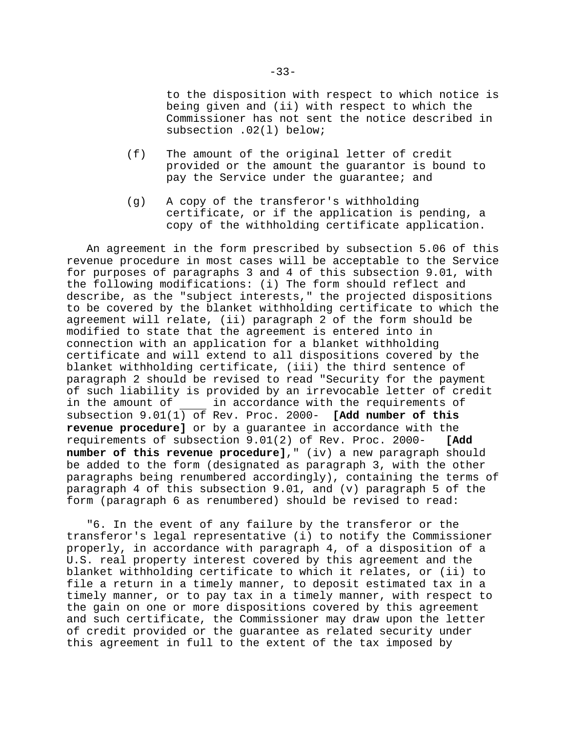to the disposition with respect to which notice is being given and (ii) with respect to which the Commissioner has not sent the notice described in subsection .02(l) below;

(f) The amount of the original letter of credit provided or the amount the guarantor is bound to pay the Service under the guarantee; and

(g) A copy of the transferor's withholding certificate, or if the application is pending, a copy of the withholding certificate application.

An agreement in the form prescribed by subsection 5.06 of this revenue procedure in most cases will be acceptable to the Service for purposes of paragraphs 3 and 4 of this subsection 9.01, with the following modifications: (i) The form should reflect and describe, as the "subject interests," the projected dispositions to be covered by the blanket withholding certificate to which the agreement will relate, (ii) paragraph 2 of the form should be modified to state that the agreement is entered into in connection with an application for a blanket withholding certificate and will extend to all dispositions covered by the blanket withholding certificate, (iii) the third sentence of paragraph 2 should be revised to read "Security for the payment of such liability is provided by an irrevocable letter of credit in the amount of ____ in accordance with the requirements of subsection 9.01(1) of Rev. Proc. 2000- **[Add number of this revenue procedure]** or by a guarantee in accordance with the requirements of subsection 9.01(2) of Rev. Proc. 2000- **[Add number of this revenue procedure]**," (iv) a new paragraph should be added to the form (designated as paragraph 3, with the other paragraphs being renumbered accordingly), containing the terms of paragraph 4 of this subsection 9.01, and (v) paragraph 5 of the form (paragraph 6 as renumbered) should be revised to read:

"6. In the event of any failure by the transferor or the transferor's legal representative (i) to notify the Commissioner properly, in accordance with paragraph 4, of a disposition of a U.S. real property interest covered by this agreement and the blanket withholding certificate to which it relates, or (ii) to file a return in a timely manner, to deposit estimated tax in a timely manner, or to pay tax in a timely manner, with respect to the gain on one or more dispositions covered by this agreement and such certificate, the Commissioner may draw upon the letter of credit provided or the guarantee as related security under this agreement in full to the extent of the tax imposed by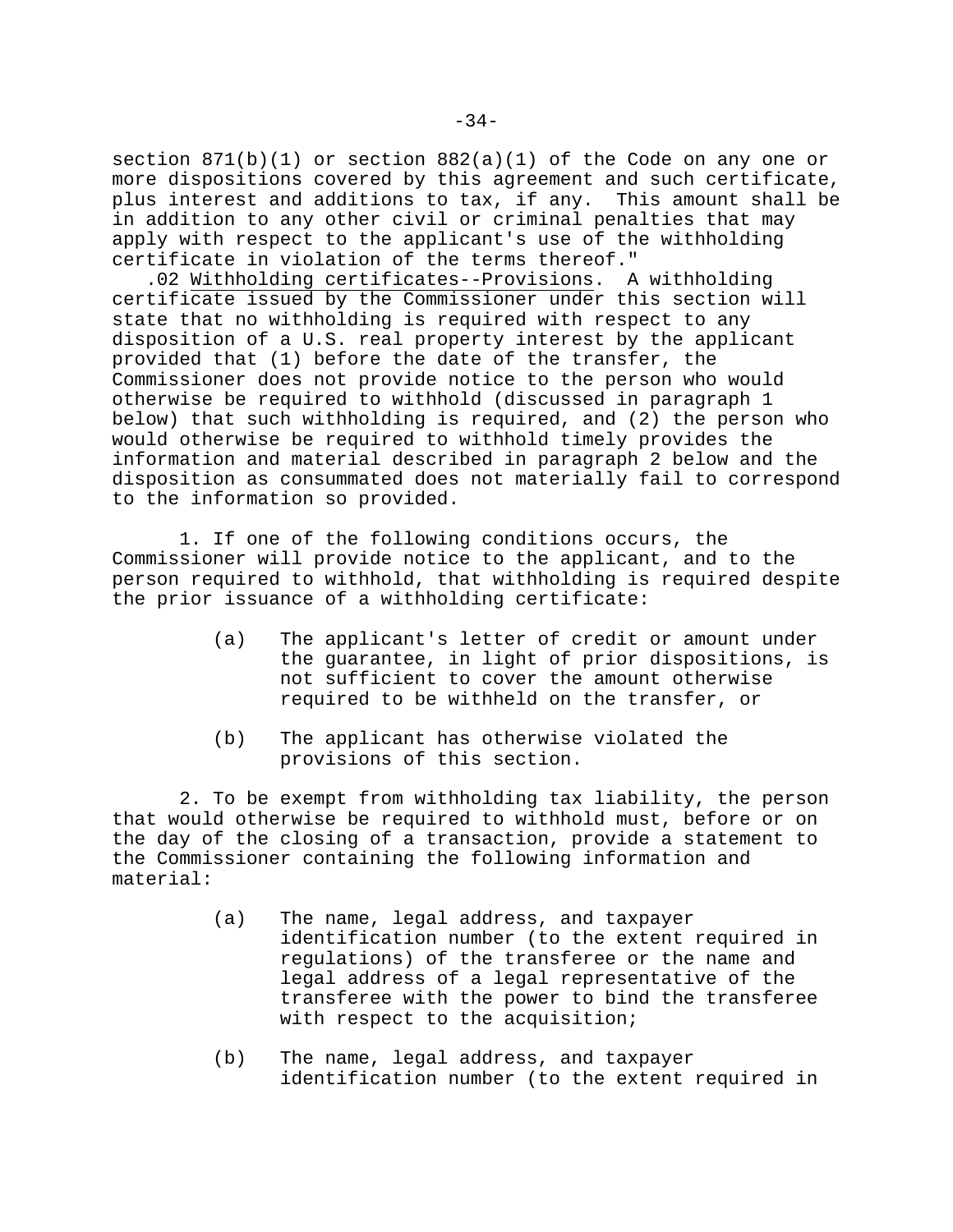section 871(b)(1) or section 882(a)(1) of the Code on any one or more dispositions covered by this agreement and such certificate, plus interest and additions to tax, if any. This amount shall be in addition to any other civil or criminal penalties that may apply with respect to the applicant's use of the withholding certificate in violation of the terms thereof."

.02 Withholding certificates--Provisions. A withholding certificate issued by the Commissioner under this section will state that no withholding is required with respect to any disposition of a U.S. real property interest by the applicant provided that (1) before the date of the transfer, the Commissioner does not provide notice to the person who would otherwise be required to withhold (discussed in paragraph 1 below) that such withholding is required, and (2) the person who would otherwise be required to withhold timely provides the information and material described in paragraph 2 below and the disposition as consummated does not materially fail to correspond to the information so provided.

1. If one of the following conditions occurs, the Commissioner will provide notice to the applicant, and to the person required to withhold, that withholding is required despite the prior issuance of a withholding certificate:

(a) The applicant's letter of credit or amount under the guarantee, in light of prior dispositions, is not sufficient to cover the amount otherwise required to be withheld on the transfer, or

(b) The applicant has otherwise violated the provisions of this section.

2. To be exempt from withholding tax liability, the person that would otherwise be required to withhold must, before or on the day of the closing of a transaction, provide a statement to the Commissioner containing the following information and material:

(a) The name, legal address, and taxpayer identification number (to the extent required in regulations) of the transferee or the name and legal address of a legal representative of the transferee with the power to bind the transferee with respect to the acquisition;

(b) The name, legal address, and taxpayer identification number (to the extent required in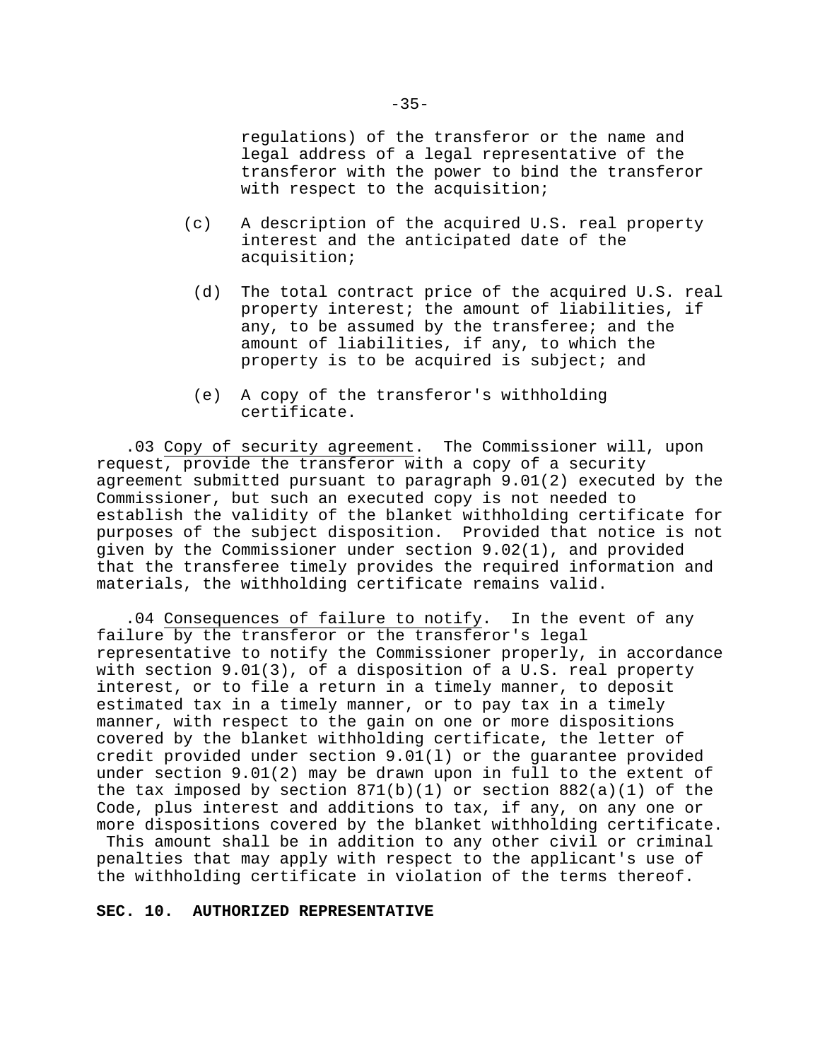regulations) of the transferor or the name and legal address of a legal representative of the transferor with the power to bind the transferor with respect to the acquisition;

(c) A description of the acquired U.S. real property interest and the anticipated date of the acquisition;

(d) The total contract price of the acquired U.S. real property interest; the amount of liabilities, if any, to be assumed by the transferee; and the amount of liabilities, if any, to which the property is to be acquired is subject; and

(e) A copy of the transferor's withholding certificate.

.03 Copy of security agreement. The Commissioner will, upon request, provide the transferor with a copy of a security agreement submitted pursuant to paragraph 9.01(2) executed by the Commissioner, but such an executed copy is not needed to establish the validity of the blanket withholding certificate for purposes of the subject disposition. Provided that notice is not given by the Commissioner under section 9.02(1), and provided that the transferee timely provides the required information and materials, the withholding certificate remains valid.

.04 Consequences of failure to notify. In the event of any failure by the transferor or the transferor's legal representative to notify the Commissioner properly, in accordance with section 9.01(3), of a disposition of a U.S. real property interest, or to file a return in a timely manner, to deposit estimated tax in a timely manner, or to pay tax in a timely manner, with respect to the gain on one or more dispositions covered by the blanket withholding certificate, the letter of credit provided under section 9.01(l) or the guarantee provided under section 9.01(2) may be drawn upon in full to the extent of the tax imposed by section 871(b)(1) or section 882(a)(1) of the Code, plus interest and additions to tax, if any, on any one or more dispositions covered by the blanket withholding certificate. This amount shall be in addition to any other civil or criminal penalties that may apply with respect to the applicant's use of the withholding certificate in violation of the terms thereof.

**SEC. 10. AUTHORIZED REPRESENTATIVE**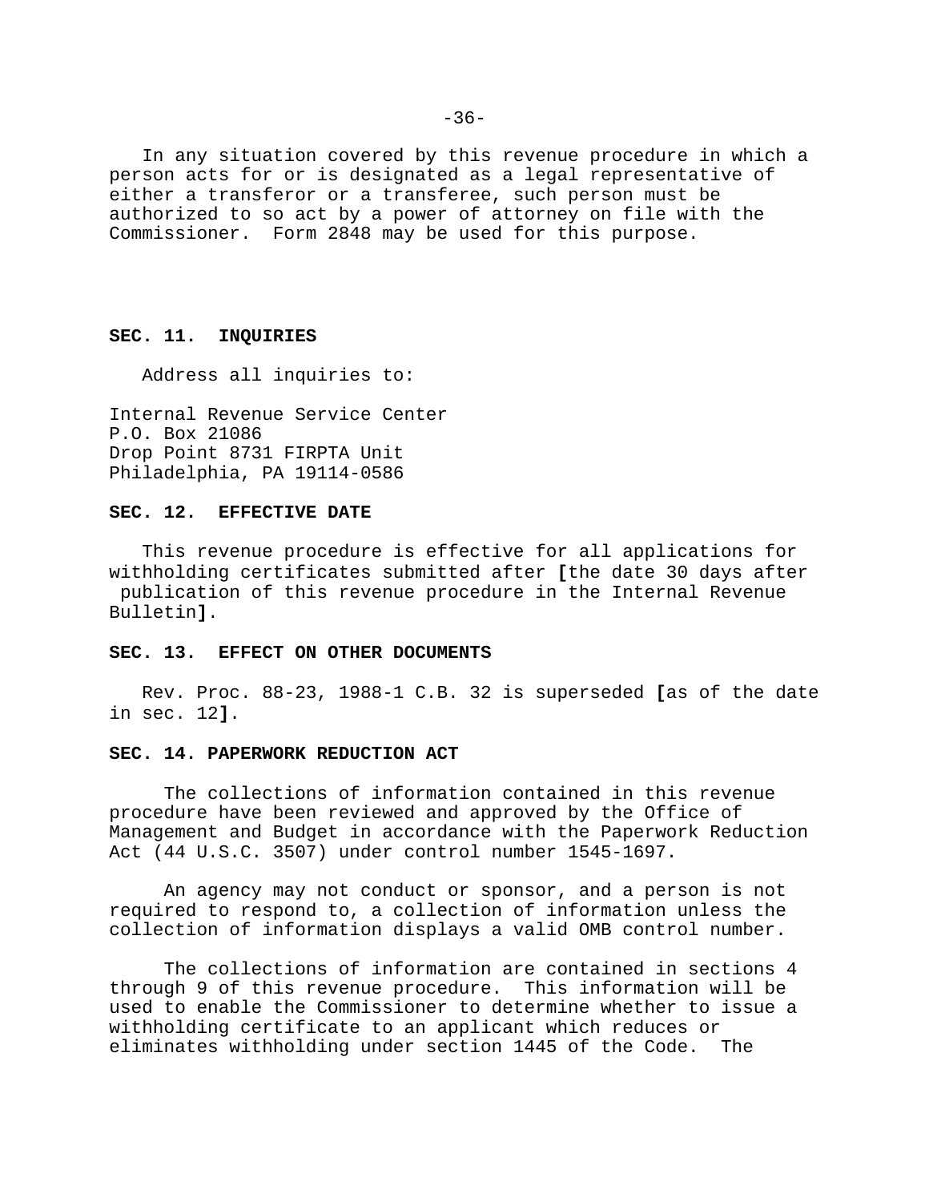In any situation covered by this revenue procedure in which a person acts for or is designated as a legal representative of either a transferor or a transferee, such person must be authorized to so act by a power of attorney on file with the Commissioner. Form 2848 may be used for this purpose.

## SEC. 11. INQUIRIES

Address all inquiries to:

Internal Revenue Service Center
P.O. Box 21086
Drop Point 8731 FIRPTA Unit
Philadelphia, PA 19114-0586

## SEC. 12. EFFECTIVE DATE

This revenue procedure is effective for all applications for withholding certificates submitted after **[**the date 30 days after publication of this revenue procedure in the Internal Revenue Bulletin**]**.

## SEC. 13. EFFECT ON OTHER DOCUMENTS

Rev. Proc. 88-23, 1988-1 C.B. 32 is superseded **[**as of the date in sec. 12**]**.

## SEC. 14. PAPERWORK REDUCTION ACT

The collections of information contained in this revenue procedure have been reviewed and approved by the Office of Management and Budget in accordance with the Paperwork Reduction Act (44 U.S.C. 3507) under control number 1545-1697.

An agency may not conduct or sponsor, and a person is not required to respond to, a collection of information unless the collection of information displays a valid OMB control number.

The collections of information are contained in sections 4 through 9 of this revenue procedure. This information will be used to enable the Commissioner to determine whether to issue a withholding certificate to an applicant which reduces or eliminates withholding under section 1445 of the Code. The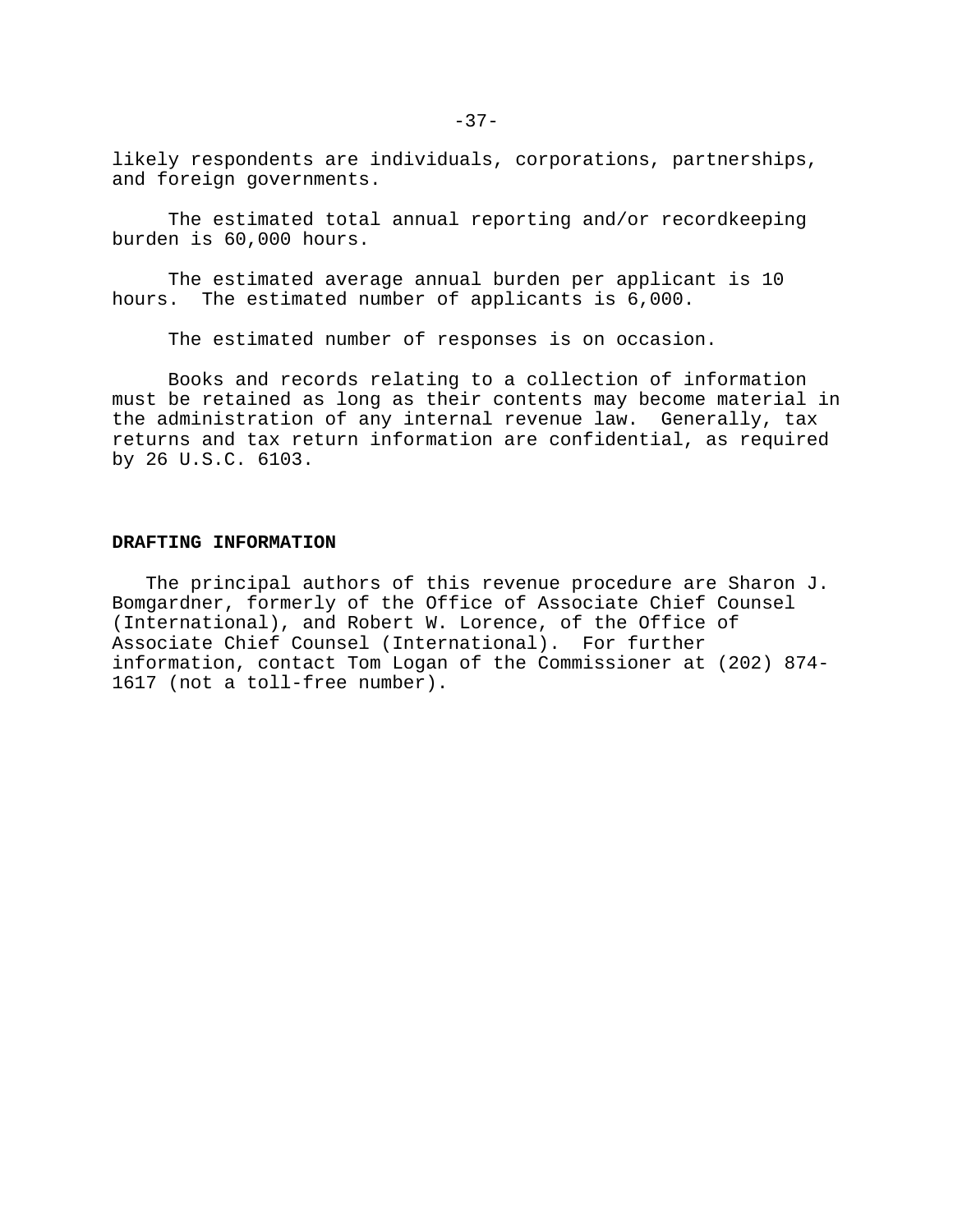likely respondents are individuals, corporations, partnerships, and foreign governments.

The estimated total annual reporting and/or recordkeeping burden is 60,000 hours.

The estimated average annual burden per applicant is 10 hours. The estimated number of applicants is 6,000.

The estimated number of responses is on occasion.

Books and records relating to a collection of information must be retained as long as their contents may become material in the administration of any internal revenue law. Generally, tax returns and tax return information are confidential, as required by 26 U.S.C. 6103.

**DRAFTING INFORMATION**

The principal authors of this revenue procedure are Sharon J. Bomgardner, formerly of the Office of Associate Chief Counsel (International), and Robert W. Lorence, of the Office of Associate Chief Counsel (International). For further information, contact Tom Logan of the Commissioner at (202) 874-1617 (not a toll-free number).